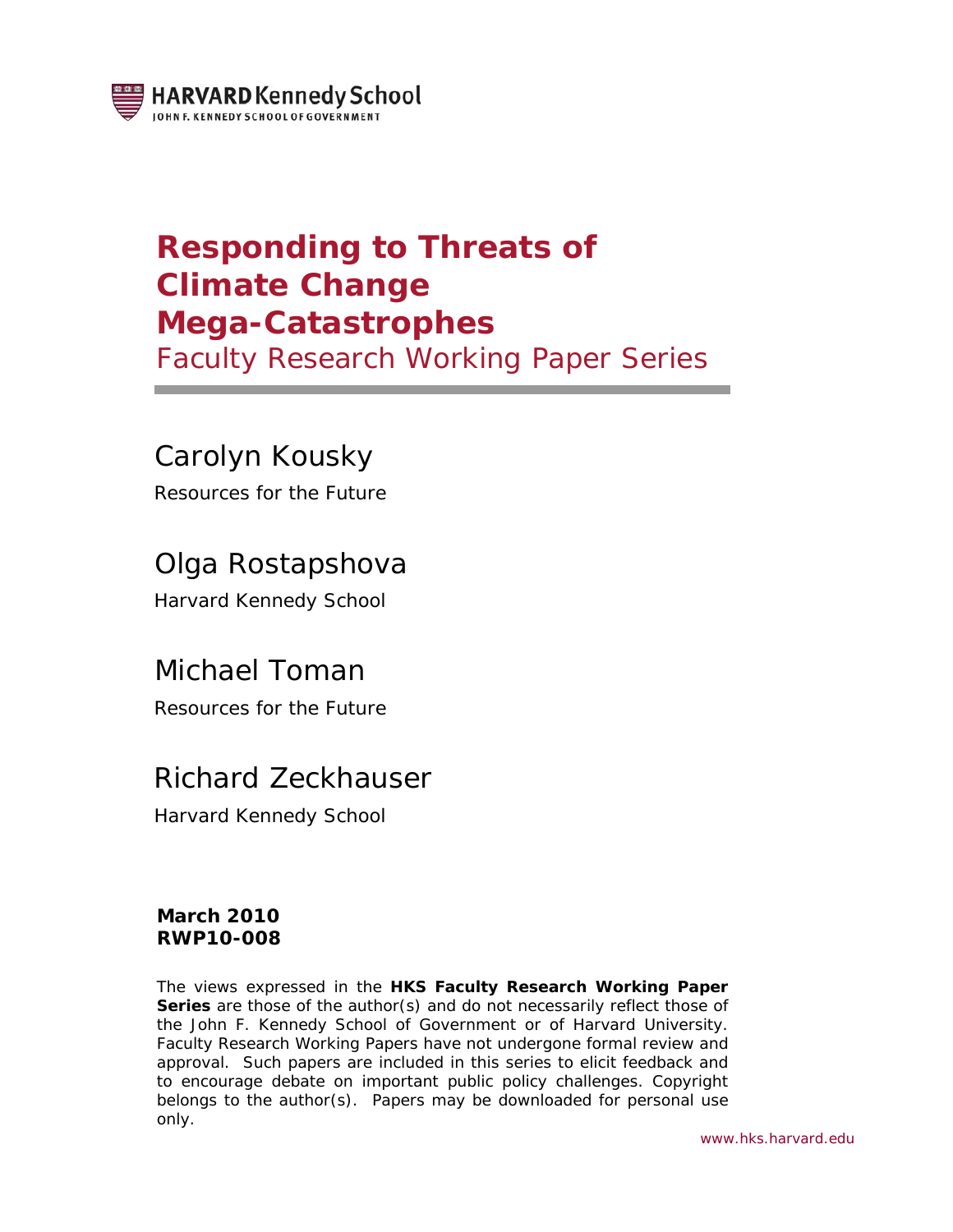HARVARD Kennedy School
JOHN F. KENNEDY SCHOOL OF GOVERNMENT

# Responding to Threats of Climate Change Mega-Catastrophes

Faculty Research Working Paper Series

Carolyn Kousky
Resources for the Future

Olga Rostapshova
Harvard Kennedy School

Michael Toman
Resources for the Future

Richard Zeckhauser
Harvard Kennedy School

**March 2010**
**RWP10-008**

The views expressed in the **HKS Faculty Research Working Paper Series** are those of the author(s) and do not necessarily reflect those of the John F. Kennedy School of Government or of Harvard University. Faculty Research Working Papers have not undergone formal review and approval. Such papers are included in this series to elicit feedback and to encourage debate on important public policy challenges. Copyright belongs to the author(s). Papers may be downloaded for personal use only.

www.hks.harvard.edu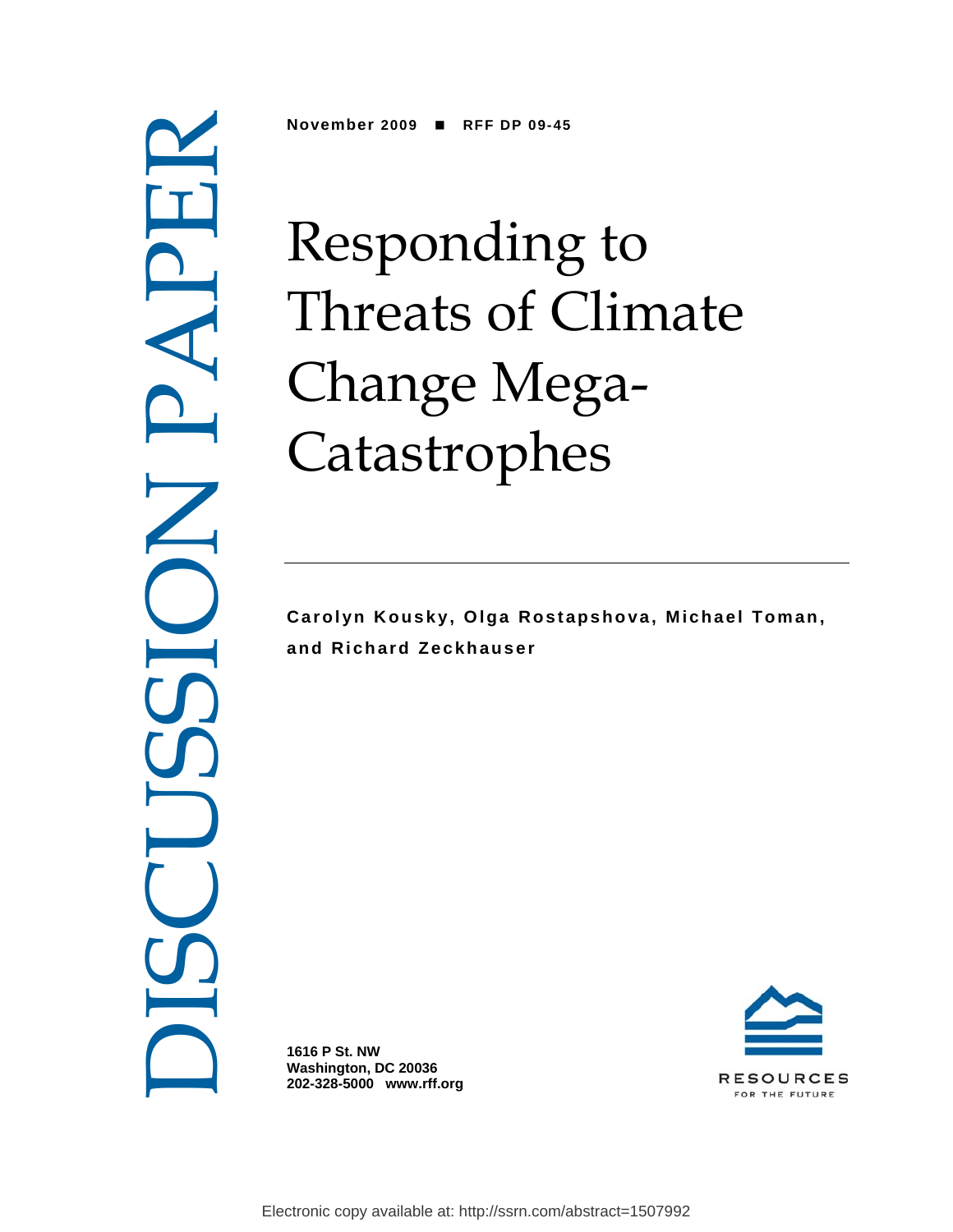DISCUSSION PAPER

**November 2009 ■ RFF DP 09-45**

# Responding to Threats of Climate Change Mega-Catastrophes

**Carolyn Kousky, Olga Rostapshova, Michael Toman, and Richard Zeckhauser**

**1616 P St. NW**
**Washington, DC 20036**
**202-328-5000 www.rff.org**

RESOURCES FOR THE FUTURE

Electronic copy available at: http://ssrn.com/abstract=1507992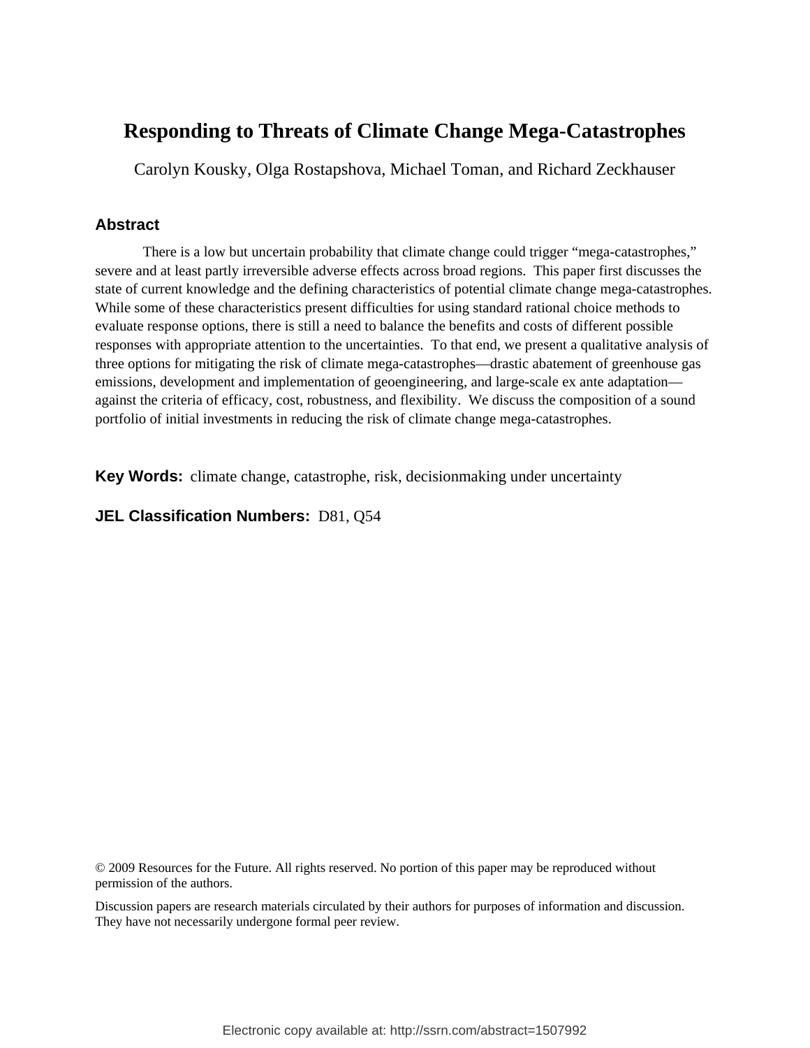# Responding to Threats of Climate Change Mega-Catastrophes

Carolyn Kousky, Olga Rostapshova, Michael Toman, and Richard Zeckhauser

## Abstract

There is a low but uncertain probability that climate change could trigger "mega-catastrophes," severe and at least partly irreversible adverse effects across broad regions. This paper first discusses the state of current knowledge and the defining characteristics of potential climate change mega-catastrophes. While some of these characteristics present difficulties for using standard rational choice methods to evaluate response options, there is still a need to balance the benefits and costs of different possible responses with appropriate attention to the uncertainties. To that end, we present a qualitative analysis of three options for mitigating the risk of climate mega-catastrophes—drastic abatement of greenhouse gas emissions, development and implementation of geoengineering, and large-scale ex ante adaptation—against the criteria of efficacy, cost, robustness, and flexibility. We discuss the composition of a sound portfolio of initial investments in reducing the risk of climate change mega-catastrophes.

**Key Words:** climate change, catastrophe, risk, decisionmaking under uncertainty

**JEL Classification Numbers:** D81, Q54

© 2009 Resources for the Future. All rights reserved. No portion of this paper may be reproduced without permission of the authors.

Discussion papers are research materials circulated by their authors for purposes of information and discussion. They have not necessarily undergone formal peer review.

Electronic copy available at: http://ssrn.com/abstract=1507992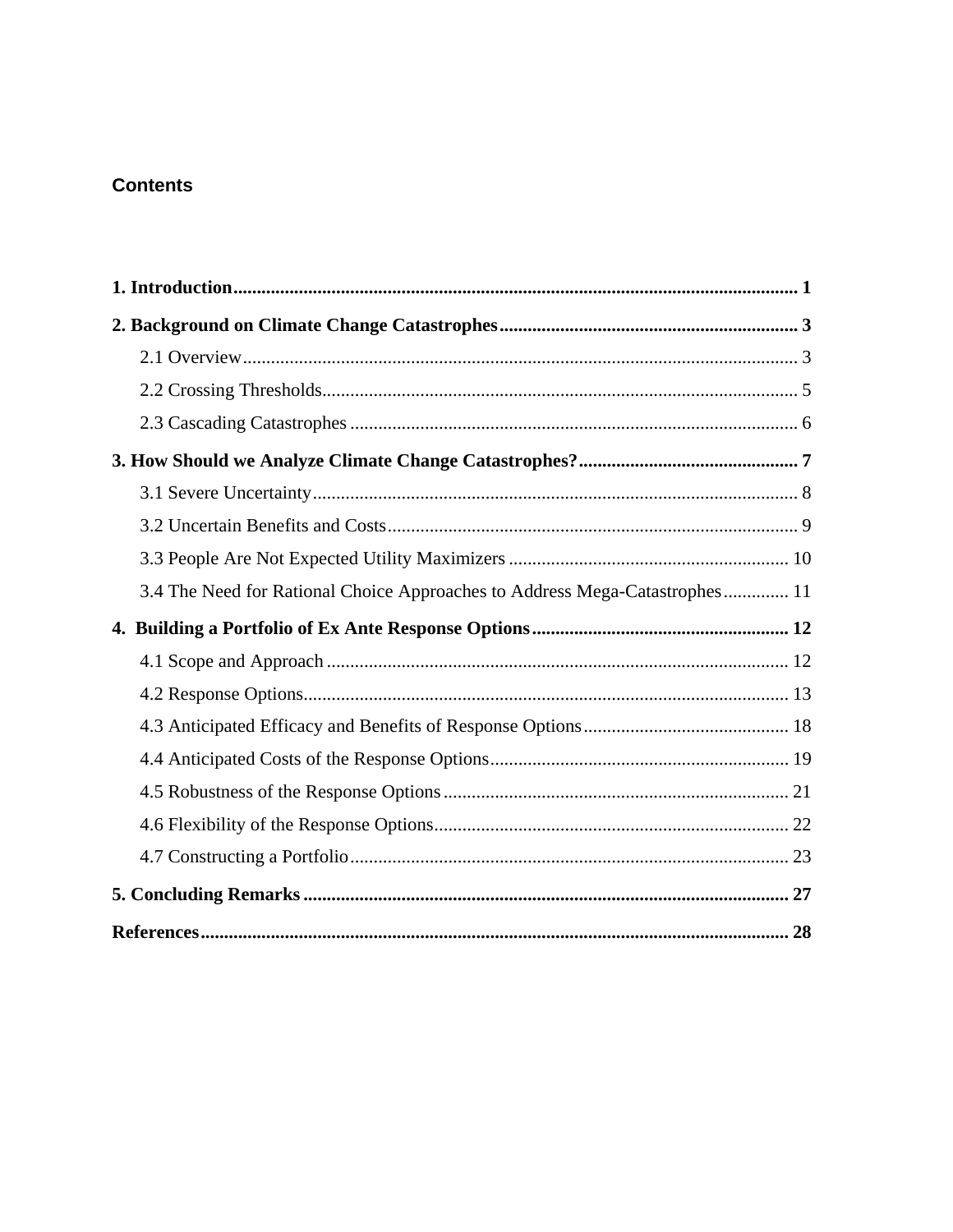## Contents

**1. Introduction** ........................................................................ **1**

**2. Background on Climate Change Catastrophes** ........................................................................ **3**

- 2.1 Overview ........................................................................ 3
- 2.2 Crossing Thresholds ........................................................................ 5
- 2.3 Cascading Catastrophes ........................................................................ 6

**3. How Should we Analyze Climate Change Catastrophes?** ........................................................................ **7**

- 3.1 Severe Uncertainty ........................................................................ 8
- 3.2 Uncertain Benefits and Costs ........................................................................ 9
- 3.3 People Are Not Expected Utility Maximizers ........................................................................ 10
- 3.4 The Need for Rational Choice Approaches to Address Mega-Catastrophes ........................................................................ 11

**4. Building a Portfolio of Ex Ante Response Options** ........................................................................ **12**

- 4.1 Scope and Approach ........................................................................ 12
- 4.2 Response Options ........................................................................ 13
- 4.3 Anticipated Efficacy and Benefits of Response Options ........................................................................ 18
- 4.4 Anticipated Costs of the Response Options ........................................................................ 19
- 4.5 Robustness of the Response Options ........................................................................ 21
- 4.6 Flexibility of the Response Options ........................................................................ 22
- 4.7 Constructing a Portfolio ........................................................................ 23

**5. Concluding Remarks** ........................................................................ **27**

**References** ........................................................................ **28**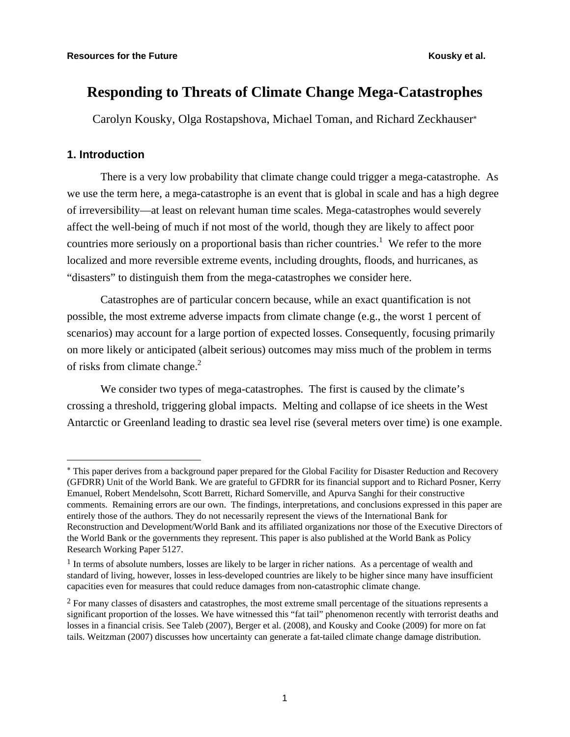# Responding to Threats of Climate Change Mega-Catastrophes

Carolyn Kousky, Olga Rostapshova, Michael Toman, and Richard Zeckhauser[*]

## 1. Introduction

There is a very low probability that climate change could trigger a mega-catastrophe. As we use the term here, a mega-catastrophe is an event that is global in scale and has a high degree of irreversibility—at least on relevant human time scales. Mega-catastrophes would severely affect the well-being of much if not most of the world, though they are likely to affect poor countries more seriously on a proportional basis than richer countries.[1] We refer to the more localized and more reversible extreme events, including droughts, floods, and hurricanes, as "disasters" to distinguish them from the mega-catastrophes we consider here.

Catastrophes are of particular concern because, while an exact quantification is not possible, the most extreme adverse impacts from climate change (e.g., the worst 1 percent of scenarios) may account for a large portion of expected losses. Consequently, focusing primarily on more likely or anticipated (albeit serious) outcomes may miss much of the problem in terms of risks from climate change.[2]

We consider two types of mega-catastrophes. The first is caused by the climate's crossing a threshold, triggering global impacts. Melting and collapse of ice sheets in the West Antarctic or Greenland leading to drastic sea level rise (several meters over time) is one example.

---

[*] This paper derives from a background paper prepared for the Global Facility for Disaster Reduction and Recovery (GFDRR) Unit of the World Bank. We are grateful to GFDRR for its financial support and to Richard Posner, Kerry Emanuel, Robert Mendelsohn, Scott Barrett, Richard Somerville, and Apurva Sanghi for their constructive comments. Remaining errors are our own. The findings, interpretations, and conclusions expressed in this paper are entirely those of the authors. They do not necessarily represent the views of the International Bank for Reconstruction and Development/World Bank and its affiliated organizations nor those of the Executive Directors of the World Bank or the governments they represent. This paper is also published at the World Bank as Policy Research Working Paper 5127.

[1] In terms of absolute numbers, losses are likely to be larger in richer nations. As a percentage of wealth and standard of living, however, losses in less-developed countries are likely to be higher since many have insufficient capacities even for measures that could reduce damages from non-catastrophic climate change.

[2] For many classes of disasters and catastrophes, the most extreme small percentage of the situations represents a significant proportion of the losses. We have witnessed this "fat tail" phenomenon recently with terrorist deaths and losses in a financial crisis. See Taleb (2007), Berger et al. (2008), and Kousky and Cooke (2009) for more on fat tails. Weitzman (2007) discusses how uncertainty can generate a fat-tailed climate change damage distribution.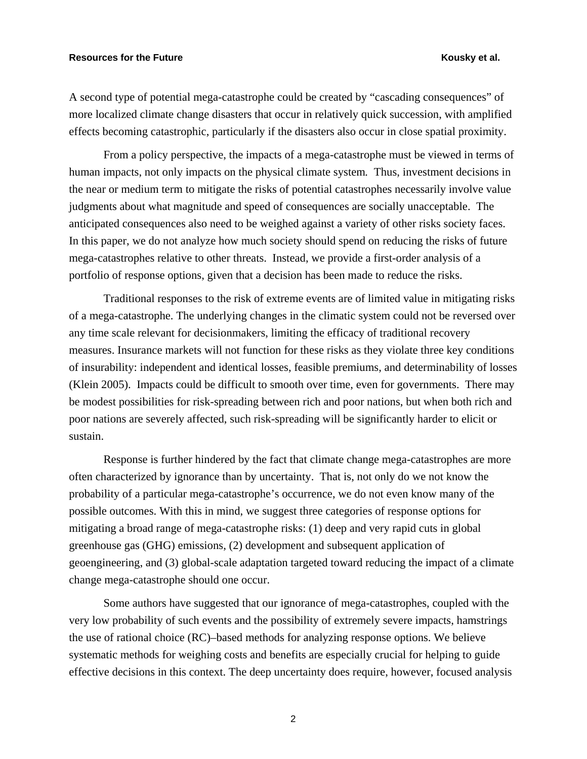A second type of potential mega-catastrophe could be created by "cascading consequences" of more localized climate change disasters that occur in relatively quick succession, with amplified effects becoming catastrophic, particularly if the disasters also occur in close spatial proximity.

From a policy perspective, the impacts of a mega-catastrophe must be viewed in terms of human impacts, not only impacts on the physical climate system. Thus, investment decisions in the near or medium term to mitigate the risks of potential catastrophes necessarily involve value judgments about what magnitude and speed of consequences are socially unacceptable. The anticipated consequences also need to be weighed against a variety of other risks society faces. In this paper, we do not analyze how much society should spend on reducing the risks of future mega-catastrophes relative to other threats. Instead, we provide a first-order analysis of a portfolio of response options, given that a decision has been made to reduce the risks.

Traditional responses to the risk of extreme events are of limited value in mitigating risks of a mega-catastrophe. The underlying changes in the climatic system could not be reversed over any time scale relevant for decisionmakers, limiting the efficacy of traditional recovery measures. Insurance markets will not function for these risks as they violate three key conditions of insurability: independent and identical losses, feasible premiums, and determinability of losses (Klein 2005). Impacts could be difficult to smooth over time, even for governments. There may be modest possibilities for risk-spreading between rich and poor nations, but when both rich and poor nations are severely affected, such risk-spreading will be significantly harder to elicit or sustain.

Response is further hindered by the fact that climate change mega-catastrophes are more often characterized by ignorance than by uncertainty. That is, not only do we not know the probability of a particular mega-catastrophe's occurrence, we do not even know many of the possible outcomes. With this in mind, we suggest three categories of response options for mitigating a broad range of mega-catastrophe risks: (1) deep and very rapid cuts in global greenhouse gas (GHG) emissions, (2) development and subsequent application of geoengineering, and (3) global-scale adaptation targeted toward reducing the impact of a climate change mega-catastrophe should one occur.

Some authors have suggested that our ignorance of mega-catastrophes, coupled with the very low probability of such events and the possibility of extremely severe impacts, hamstrings the use of rational choice (RC)–based methods for analyzing response options. We believe systematic methods for weighing costs and benefits are especially crucial for helping to guide effective decisions in this context. The deep uncertainty does require, however, focused analysis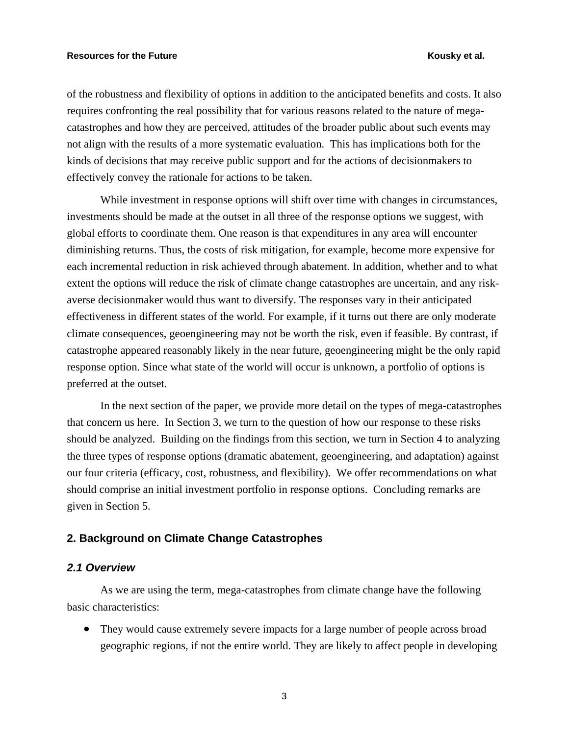of the robustness and flexibility of options in addition to the anticipated benefits and costs. It also requires confronting the real possibility that for various reasons related to the nature of mega-catastrophes and how they are perceived, attitudes of the broader public about such events may not align with the results of a more systematic evaluation. This has implications both for the kinds of decisions that may receive public support and for the actions of decisionmakers to effectively convey the rationale for actions to be taken.

While investment in response options will shift over time with changes in circumstances, investments should be made at the outset in all three of the response options we suggest, with global efforts to coordinate them. One reason is that expenditures in any area will encounter diminishing returns. Thus, the costs of risk mitigation, for example, become more expensive for each incremental reduction in risk achieved through abatement. In addition, whether and to what extent the options will reduce the risk of climate change catastrophes are uncertain, and any risk-averse decisionmaker would thus want to diversify. The responses vary in their anticipated effectiveness in different states of the world. For example, if it turns out there are only moderate climate consequences, geoengineering may not be worth the risk, even if feasible. By contrast, if catastrophe appeared reasonably likely in the near future, geoengineering might be the only rapid response option. Since what state of the world will occur is unknown, a portfolio of options is preferred at the outset.

In the next section of the paper, we provide more detail on the types of mega-catastrophes that concern us here. In Section 3, we turn to the question of how our response to these risks should be analyzed. Building on the findings from this section, we turn in Section 4 to analyzing the three types of response options (dramatic abatement, geoengineering, and adaptation) against our four criteria (efficacy, cost, robustness, and flexibility). We offer recommendations on what should comprise an initial investment portfolio in response options. Concluding remarks are given in Section 5.

## 2. Background on Climate Change Catastrophes

### *2.1 Overview*

As we are using the term, mega-catastrophes from climate change have the following basic characteristics:

- They would cause extremely severe impacts for a large number of people across broad geographic regions, if not the entire world. They are likely to affect people in developing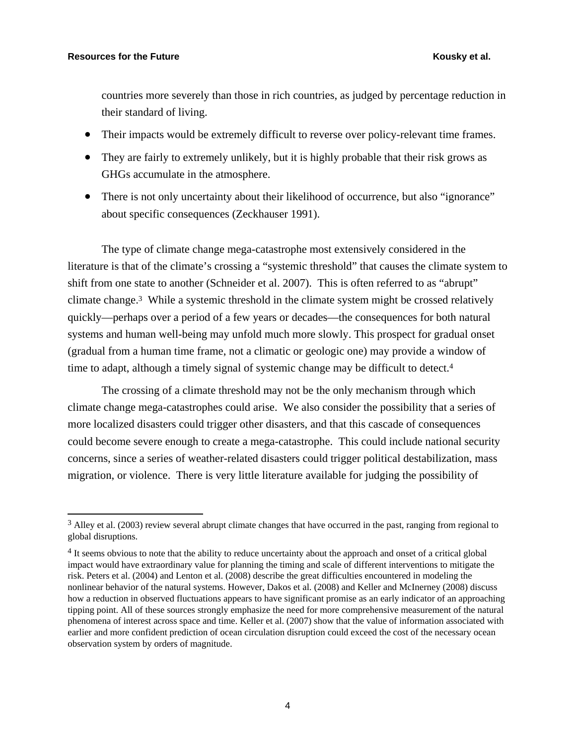countries more severely than those in rich countries, as judged by percentage reduction in their standard of living.

- Their impacts would be extremely difficult to reverse over policy-relevant time frames.
- They are fairly to extremely unlikely, but it is highly probable that their risk grows as GHGs accumulate in the atmosphere.
- There is not only uncertainty about their likelihood of occurrence, but also "ignorance" about specific consequences (Zeckhauser 1991).

The type of climate change mega-catastrophe most extensively considered in the literature is that of the climate's crossing a "systemic threshold" that causes the climate system to shift from one state to another (Schneider et al. 2007). This is often referred to as "abrupt" climate change.[3] While a systemic threshold in the climate system might be crossed relatively quickly—perhaps over a period of a few years or decades—the consequences for both natural systems and human well-being may unfold much more slowly. This prospect for gradual onset (gradual from a human time frame, not a climatic or geologic one) may provide a window of time to adapt, although a timely signal of systemic change may be difficult to detect.[4]

The crossing of a climate threshold may not be the only mechanism through which climate change mega-catastrophes could arise. We also consider the possibility that a series of more localized disasters could trigger other disasters, and that this cascade of consequences could become severe enough to create a mega-catastrophe. This could include national security concerns, since a series of weather-related disasters could trigger political destabilization, mass migration, or violence. There is very little literature available for judging the possibility of

---

[3] Alley et al. (2003) review several abrupt climate changes that have occurred in the past, ranging from regional to global disruptions.

[4] It seems obvious to note that the ability to reduce uncertainty about the approach and onset of a critical global impact would have extraordinary value for planning the timing and scale of different interventions to mitigate the risk. Peters et al. (2004) and Lenton et al. (2008) describe the great difficulties encountered in modeling the nonlinear behavior of the natural systems. However, Dakos et al. (2008) and Keller and McInerney (2008) discuss how a reduction in observed fluctuations appears to have significant promise as an early indicator of an approaching tipping point. All of these sources strongly emphasize the need for more comprehensive measurement of the natural phenomena of interest across space and time. Keller et al. (2007) show that the value of information associated with earlier and more confident prediction of ocean circulation disruption could exceed the cost of the necessary ocean observation system by orders of magnitude.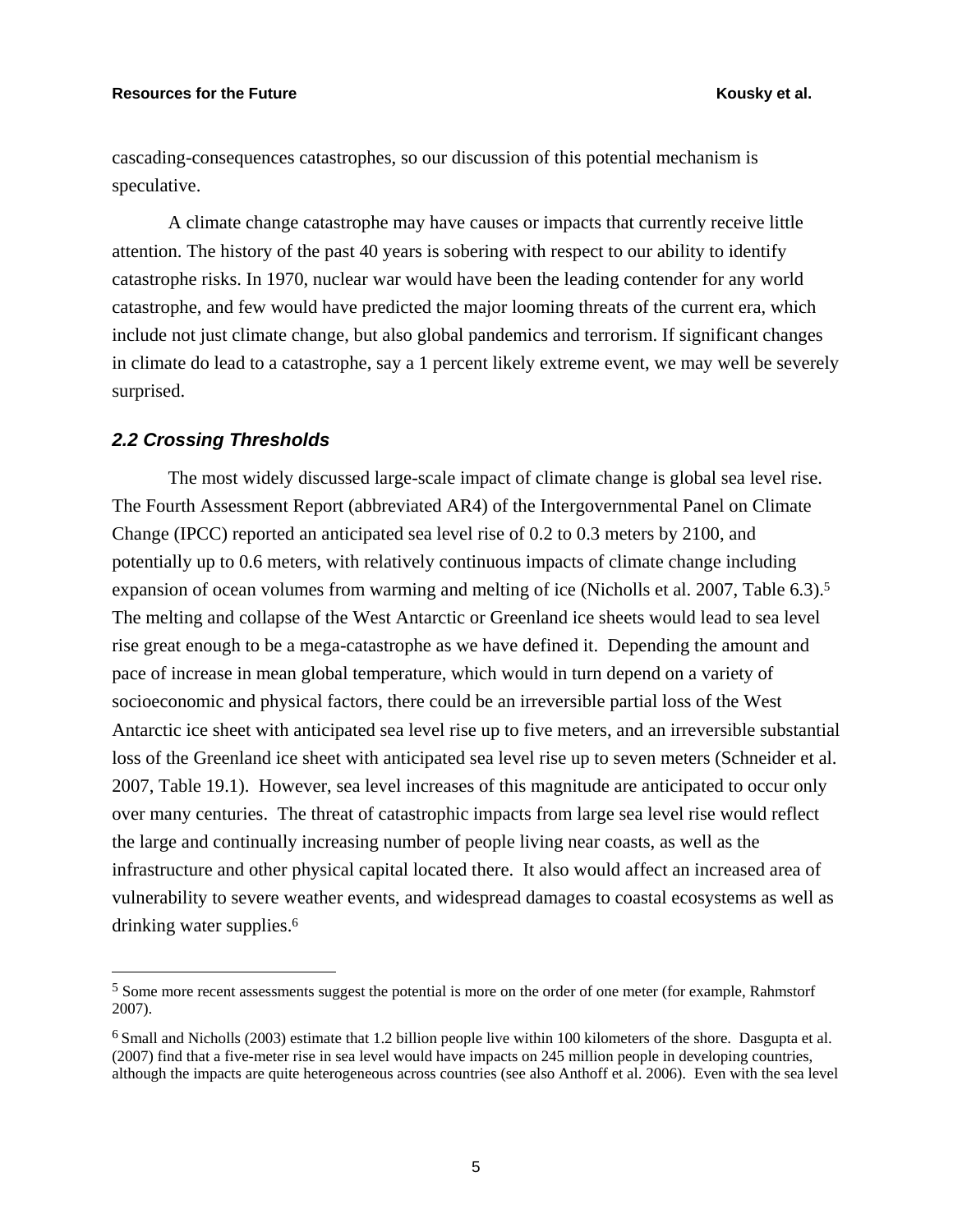cascading-consequences catastrophes, so our discussion of this potential mechanism is speculative.

A climate change catastrophe may have causes or impacts that currently receive little attention. The history of the past 40 years is sobering with respect to our ability to identify catastrophe risks. In 1970, nuclear war would have been the leading contender for any world catastrophe, and few would have predicted the major looming threats of the current era, which include not just climate change, but also global pandemics and terrorism. If significant changes in climate do lead to a catastrophe, say a 1 percent likely extreme event, we may well be severely surprised.

### *2.2 Crossing Thresholds*

The most widely discussed large-scale impact of climate change is global sea level rise. The Fourth Assessment Report (abbreviated AR4) of the Intergovernmental Panel on Climate Change (IPCC) reported an anticipated sea level rise of 0.2 to 0.3 meters by 2100, and potentially up to 0.6 meters, with relatively continuous impacts of climate change including expansion of ocean volumes from warming and melting of ice (Nicholls et al. 2007, Table 6.3).[5] The melting and collapse of the West Antarctic or Greenland ice sheets would lead to sea level rise great enough to be a mega-catastrophe as we have defined it. Depending the amount and pace of increase in mean global temperature, which would in turn depend on a variety of socioeconomic and physical factors, there could be an irreversible partial loss of the West Antarctic ice sheet with anticipated sea level rise up to five meters, and an irreversible substantial loss of the Greenland ice sheet with anticipated sea level rise up to seven meters (Schneider et al. 2007, Table 19.1). However, sea level increases of this magnitude are anticipated to occur only over many centuries. The threat of catastrophic impacts from large sea level rise would reflect the large and continually increasing number of people living near coasts, as well as the infrastructure and other physical capital located there. It also would affect an increased area of vulnerability to severe weather events, and widespread damages to coastal ecosystems as well as drinking water supplies.[6]

---

[5] Some more recent assessments suggest the potential is more on the order of one meter (for example, Rahmstorf 2007).

[6] Small and Nicholls (2003) estimate that 1.2 billion people live within 100 kilometers of the shore. Dasgupta et al. (2007) find that a five-meter rise in sea level would have impacts on 245 million people in developing countries, although the impacts are quite heterogeneous across countries (see also Anthoff et al. 2006). Even with the sea level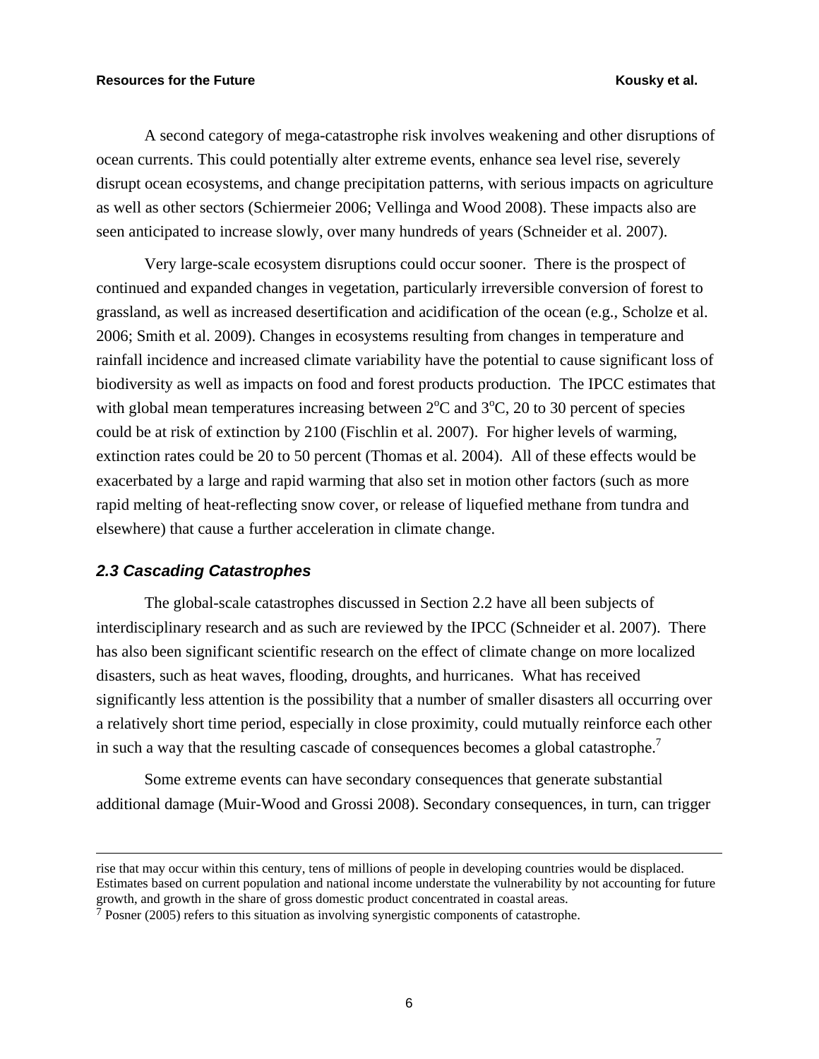A second category of mega-catastrophe risk involves weakening and other disruptions of ocean currents. This could potentially alter extreme events, enhance sea level rise, severely disrupt ocean ecosystems, and change precipitation patterns, with serious impacts on agriculture as well as other sectors (Schiermeier 2006; Vellinga and Wood 2008). These impacts also are seen anticipated to increase slowly, over many hundreds of years (Schneider et al. 2007).

Very large-scale ecosystem disruptions could occur sooner. There is the prospect of continued and expanded changes in vegetation, particularly irreversible conversion of forest to grassland, as well as increased desertification and acidification of the ocean (e.g., Scholze et al. 2006; Smith et al. 2009). Changes in ecosystems resulting from changes in temperature and rainfall incidence and increased climate variability have the potential to cause significant loss of biodiversity as well as impacts on food and forest products production. The IPCC estimates that with global mean temperatures increasing between 2°C and 3°C, 20 to 30 percent of species could be at risk of extinction by 2100 (Fischlin et al. 2007). For higher levels of warming, extinction rates could be 20 to 50 percent (Thomas et al. 2004). All of these effects would be exacerbated by a large and rapid warming that also set in motion other factors (such as more rapid melting of heat-reflecting snow cover, or release of liquefied methane from tundra and elsewhere) that cause a further acceleration in climate change.

### *2.3 Cascading Catastrophes*

The global-scale catastrophes discussed in Section 2.2 have all been subjects of interdisciplinary research and as such are reviewed by the IPCC (Schneider et al. 2007). There has also been significant scientific research on the effect of climate change on more localized disasters, such as heat waves, flooding, droughts, and hurricanes. What has received significantly less attention is the possibility that a number of smaller disasters all occurring over a relatively short time period, especially in close proximity, could mutually reinforce each other in such a way that the resulting cascade of consequences becomes a global catastrophe.[7]

Some extreme events can have secondary consequences that generate substantial additional damage (Muir-Wood and Grossi 2008). Secondary consequences, in turn, can trigger

---

rise that may occur within this century, tens of millions of people in developing countries would be displaced. Estimates based on current population and national income understate the vulnerability by not accounting for future growth, and growth in the share of gross domestic product concentrated in coastal areas.

[7] Posner (2005) refers to this situation as involving synergistic components of catastrophe.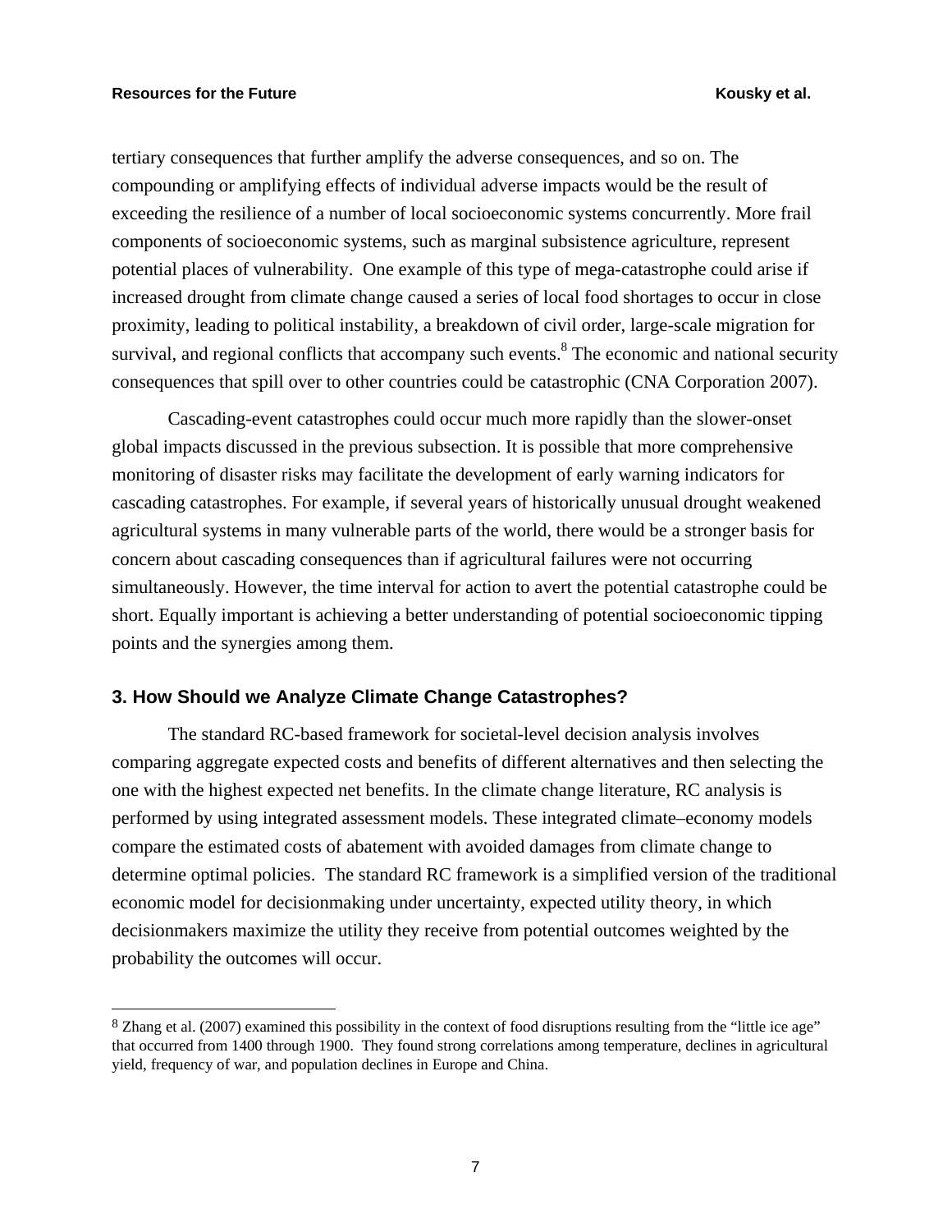tertiary consequences that further amplify the adverse consequences, and so on. The compounding or amplifying effects of individual adverse impacts would be the result of exceeding the resilience of a number of local socioeconomic systems concurrently. More frail components of socioeconomic systems, such as marginal subsistence agriculture, represent potential places of vulnerability. One example of this type of mega-catastrophe could arise if increased drought from climate change caused a series of local food shortages to occur in close proximity, leading to political instability, a breakdown of civil order, large-scale migration for survival, and regional conflicts that accompany such events.[8] The economic and national security consequences that spill over to other countries could be catastrophic (CNA Corporation 2007).

Cascading-event catastrophes could occur much more rapidly than the slower-onset global impacts discussed in the previous subsection. It is possible that more comprehensive monitoring of disaster risks may facilitate the development of early warning indicators for cascading catastrophes. For example, if several years of historically unusual drought weakened agricultural systems in many vulnerable parts of the world, there would be a stronger basis for concern about cascading consequences than if agricultural failures were not occurring simultaneously. However, the time interval for action to avert the potential catastrophe could be short. Equally important is achieving a better understanding of potential socioeconomic tipping points and the synergies among them.

## 3. How Should we Analyze Climate Change Catastrophes?

The standard RC-based framework for societal-level decision analysis involves comparing aggregate expected costs and benefits of different alternatives and then selecting the one with the highest expected net benefits. In the climate change literature, RC analysis is performed by using integrated assessment models. These integrated climate–economy models compare the estimated costs of abatement with avoided damages from climate change to determine optimal policies. The standard RC framework is a simplified version of the traditional economic model for decisionmaking under uncertainty, expected utility theory, in which decisionmakers maximize the utility they receive from potential outcomes weighted by the probability the outcomes will occur.

---

[8] Zhang et al. (2007) examined this possibility in the context of food disruptions resulting from the "little ice age" that occurred from 1400 through 1900. They found strong correlations among temperature, declines in agricultural yield, frequency of war, and population declines in Europe and China.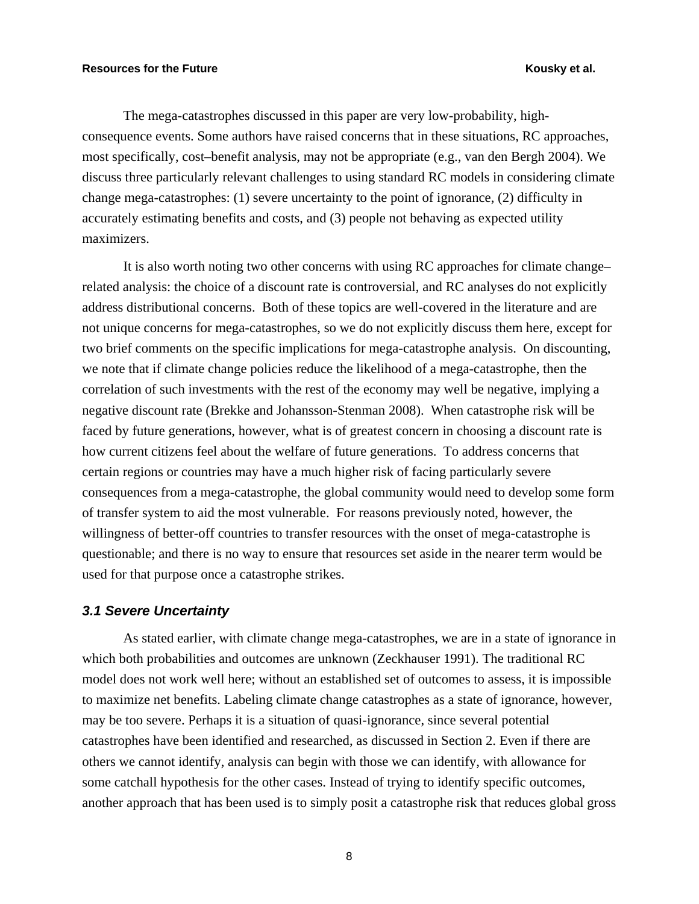The mega-catastrophes discussed in this paper are very low-probability, high-consequence events. Some authors have raised concerns that in these situations, RC approaches, most specifically, cost–benefit analysis, may not be appropriate (e.g., van den Bergh 2004). We discuss three particularly relevant challenges to using standard RC models in considering climate change mega-catastrophes: (1) severe uncertainty to the point of ignorance, (2) difficulty in accurately estimating benefits and costs, and (3) people not behaving as expected utility maximizers.

It is also worth noting two other concerns with using RC approaches for climate change–related analysis: the choice of a discount rate is controversial, and RC analyses do not explicitly address distributional concerns. Both of these topics are well-covered in the literature and are not unique concerns for mega-catastrophes, so we do not explicitly discuss them here, except for two brief comments on the specific implications for mega-catastrophe analysis. On discounting, we note that if climate change policies reduce the likelihood of a mega-catastrophe, then the correlation of such investments with the rest of the economy may well be negative, implying a negative discount rate (Brekke and Johansson-Stenman 2008). When catastrophe risk will be faced by future generations, however, what is of greatest concern in choosing a discount rate is how current citizens feel about the welfare of future generations. To address concerns that certain regions or countries may have a much higher risk of facing particularly severe consequences from a mega-catastrophe, the global community would need to develop some form of transfer system to aid the most vulnerable. For reasons previously noted, however, the willingness of better-off countries to transfer resources with the onset of mega-catastrophe is questionable; and there is no way to ensure that resources set aside in the nearer term would be used for that purpose once a catastrophe strikes.

### *3.1 Severe Uncertainty*

As stated earlier, with climate change mega-catastrophes, we are in a state of ignorance in which both probabilities and outcomes are unknown (Zeckhauser 1991). The traditional RC model does not work well here; without an established set of outcomes to assess, it is impossible to maximize net benefits. Labeling climate change catastrophes as a state of ignorance, however, may be too severe. Perhaps it is a situation of quasi-ignorance, since several potential catastrophes have been identified and researched, as discussed in Section 2. Even if there are others we cannot identify, analysis can begin with those we can identify, with allowance for some catchall hypothesis for the other cases. Instead of trying to identify specific outcomes, another approach that has been used is to simply posit a catastrophe risk that reduces global gross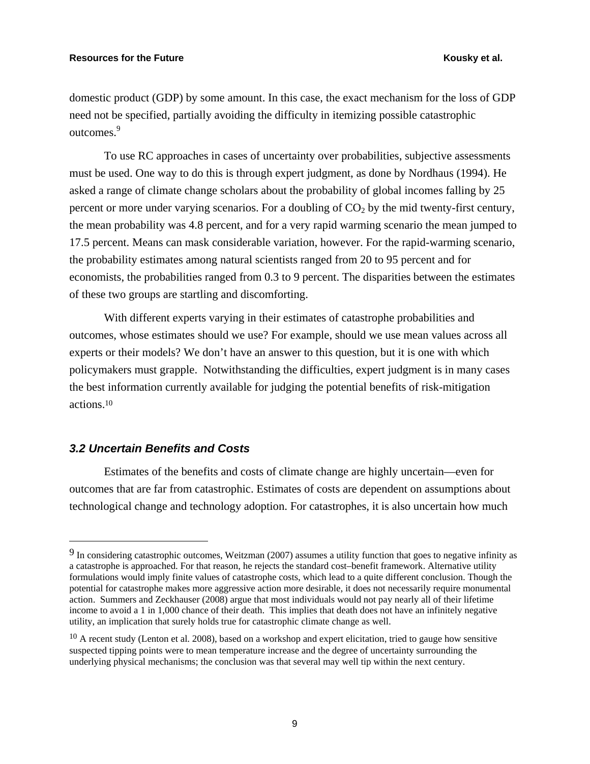domestic product (GDP) by some amount. In this case, the exact mechanism for the loss of GDP need not be specified, partially avoiding the difficulty in itemizing possible catastrophic outcomes.[9]

To use RC approaches in cases of uncertainty over probabilities, subjective assessments must be used. One way to do this is through expert judgment, as done by Nordhaus (1994). He asked a range of climate change scholars about the probability of global incomes falling by 25 percent or more under varying scenarios. For a doubling of $CO_2$ by the mid twenty-first century, the mean probability was 4.8 percent, and for a very rapid warming scenario the mean jumped to 17.5 percent. Means can mask considerable variation, however. For the rapid-warming scenario, the probability estimates among natural scientists ranged from 20 to 95 percent and for economists, the probabilities ranged from 0.3 to 9 percent. The disparities between the estimates of these two groups are startling and discomforting.

With different experts varying in their estimates of catastrophe probabilities and outcomes, whose estimates should we use? For example, should we use mean values across all experts or their models? We don't have an answer to this question, but it is one with which policymakers must grapple. Notwithstanding the difficulties, expert judgment is in many cases the best information currently available for judging the potential benefits of risk-mitigation actions.[10]

### *3.2 Uncertain Benefits and Costs*

Estimates of the benefits and costs of climate change are highly uncertain—even for outcomes that are far from catastrophic. Estimates of costs are dependent on assumptions about technological change and technology adoption. For catastrophes, it is also uncertain how much

---

[9] In considering catastrophic outcomes, Weitzman (2007) assumes a utility function that goes to negative infinity as a catastrophe is approached. For that reason, he rejects the standard cost–benefit framework. Alternative utility formulations would imply finite values of catastrophe costs, which lead to a quite different conclusion. Though the potential for catastrophe makes more aggressive action more desirable, it does not necessarily require monumental action. Summers and Zeckhauser (2008) argue that most individuals would not pay nearly all of their lifetime income to avoid a 1 in 1,000 chance of their death. This implies that death does not have an infinitely negative utility, an implication that surely holds true for catastrophic climate change as well.

[10] A recent study (Lenton et al. 2008), based on a workshop and expert elicitation, tried to gauge how sensitive suspected tipping points were to mean temperature increase and the degree of uncertainty surrounding the underlying physical mechanisms; the conclusion was that several may well tip within the next century.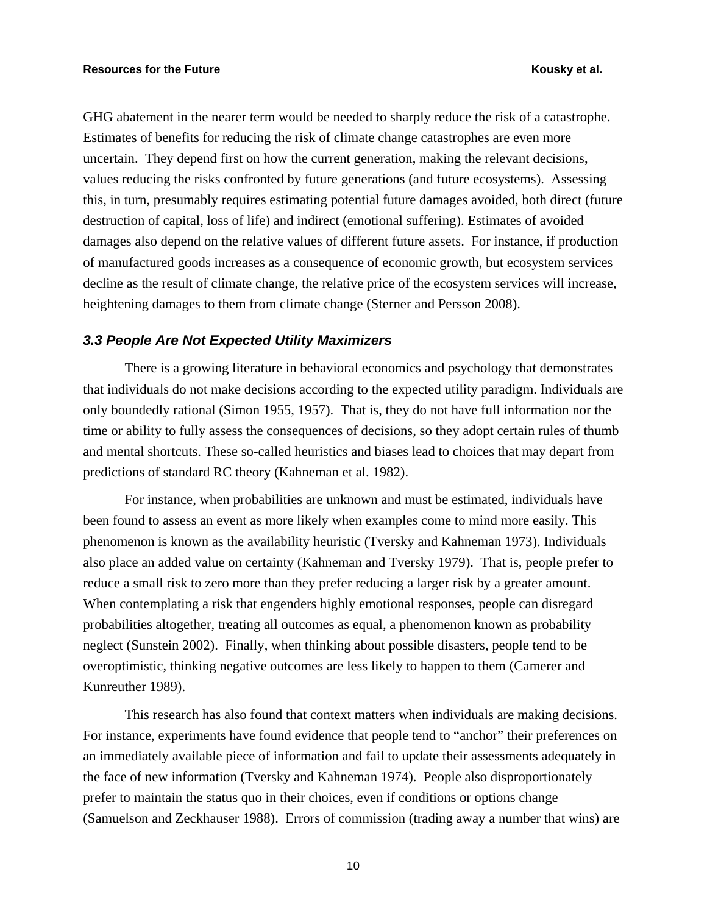GHG abatement in the nearer term would be needed to sharply reduce the risk of a catastrophe. Estimates of benefits for reducing the risk of climate change catastrophes are even more uncertain. They depend first on how the current generation, making the relevant decisions, values reducing the risks confronted by future generations (and future ecosystems). Assessing this, in turn, presumably requires estimating potential future damages avoided, both direct (future destruction of capital, loss of life) and indirect (emotional suffering). Estimates of avoided damages also depend on the relative values of different future assets. For instance, if production of manufactured goods increases as a consequence of economic growth, but ecosystem services decline as the result of climate change, the relative price of the ecosystem services will increase, heightening damages to them from climate change (Sterner and Persson 2008).

### *3.3 People Are Not Expected Utility Maximizers*

There is a growing literature in behavioral economics and psychology that demonstrates that individuals do not make decisions according to the expected utility paradigm. Individuals are only boundedly rational (Simon 1955, 1957). That is, they do not have full information nor the time or ability to fully assess the consequences of decisions, so they adopt certain rules of thumb and mental shortcuts. These so-called heuristics and biases lead to choices that may depart from predictions of standard RC theory (Kahneman et al. 1982).

For instance, when probabilities are unknown and must be estimated, individuals have been found to assess an event as more likely when examples come to mind more easily. This phenomenon is known as the availability heuristic (Tversky and Kahneman 1973). Individuals also place an added value on certainty (Kahneman and Tversky 1979). That is, people prefer to reduce a small risk to zero more than they prefer reducing a larger risk by a greater amount. When contemplating a risk that engenders highly emotional responses, people can disregard probabilities altogether, treating all outcomes as equal, a phenomenon known as probability neglect (Sunstein 2002). Finally, when thinking about possible disasters, people tend to be overoptimistic, thinking negative outcomes are less likely to happen to them (Camerer and Kunreuther 1989).

This research has also found that context matters when individuals are making decisions. For instance, experiments have found evidence that people tend to "anchor" their preferences on an immediately available piece of information and fail to update their assessments adequately in the face of new information (Tversky and Kahneman 1974). People also disproportionately prefer to maintain the status quo in their choices, even if conditions or options change (Samuelson and Zeckhauser 1988). Errors of commission (trading away a number that wins) are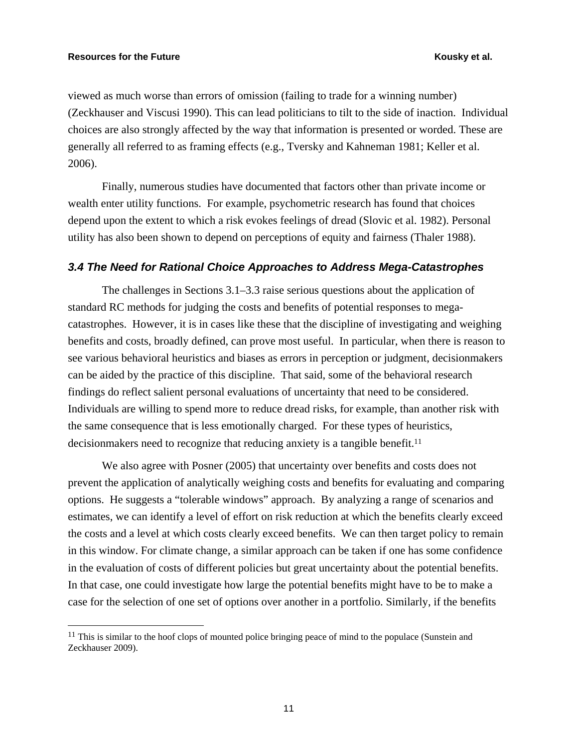viewed as much worse than errors of omission (failing to trade for a winning number) (Zeckhauser and Viscusi 1990). This can lead politicians to tilt to the side of inaction. Individual choices are also strongly affected by the way that information is presented or worded. These are generally all referred to as framing effects (e.g., Tversky and Kahneman 1981; Keller et al. 2006).

Finally, numerous studies have documented that factors other than private income or wealth enter utility functions. For example, psychometric research has found that choices depend upon the extent to which a risk evokes feelings of dread (Slovic et al. 1982). Personal utility has also been shown to depend on perceptions of equity and fairness (Thaler 1988).

### *3.4 The Need for Rational Choice Approaches to Address Mega-Catastrophes*

The challenges in Sections 3.1–3.3 raise serious questions about the application of standard RC methods for judging the costs and benefits of potential responses to mega-catastrophes. However, it is in cases like these that the discipline of investigating and weighing benefits and costs, broadly defined, can prove most useful. In particular, when there is reason to see various behavioral heuristics and biases as errors in perception or judgment, decisionmakers can be aided by the practice of this discipline. That said, some of the behavioral research findings do reflect salient personal evaluations of uncertainty that need to be considered. Individuals are willing to spend more to reduce dread risks, for example, than another risk with the same consequence that is less emotionally charged. For these types of heuristics, decisionmakers need to recognize that reducing anxiety is a tangible benefit.[11]

We also agree with Posner (2005) that uncertainty over benefits and costs does not prevent the application of analytically weighing costs and benefits for evaluating and comparing options. He suggests a "tolerable windows" approach. By analyzing a range of scenarios and estimates, we can identify a level of effort on risk reduction at which the benefits clearly exceed the costs and a level at which costs clearly exceed benefits. We can then target policy to remain in this window. For climate change, a similar approach can be taken if one has some confidence in the evaluation of costs of different policies but great uncertainty about the potential benefits. In that case, one could investigate how large the potential benefits might have to be to make a case for the selection of one set of options over another in a portfolio. Similarly, if the benefits

[11] This is similar to the hoof clops of mounted police bringing peace of mind to the populace (Sunstein and Zeckhauser 2009).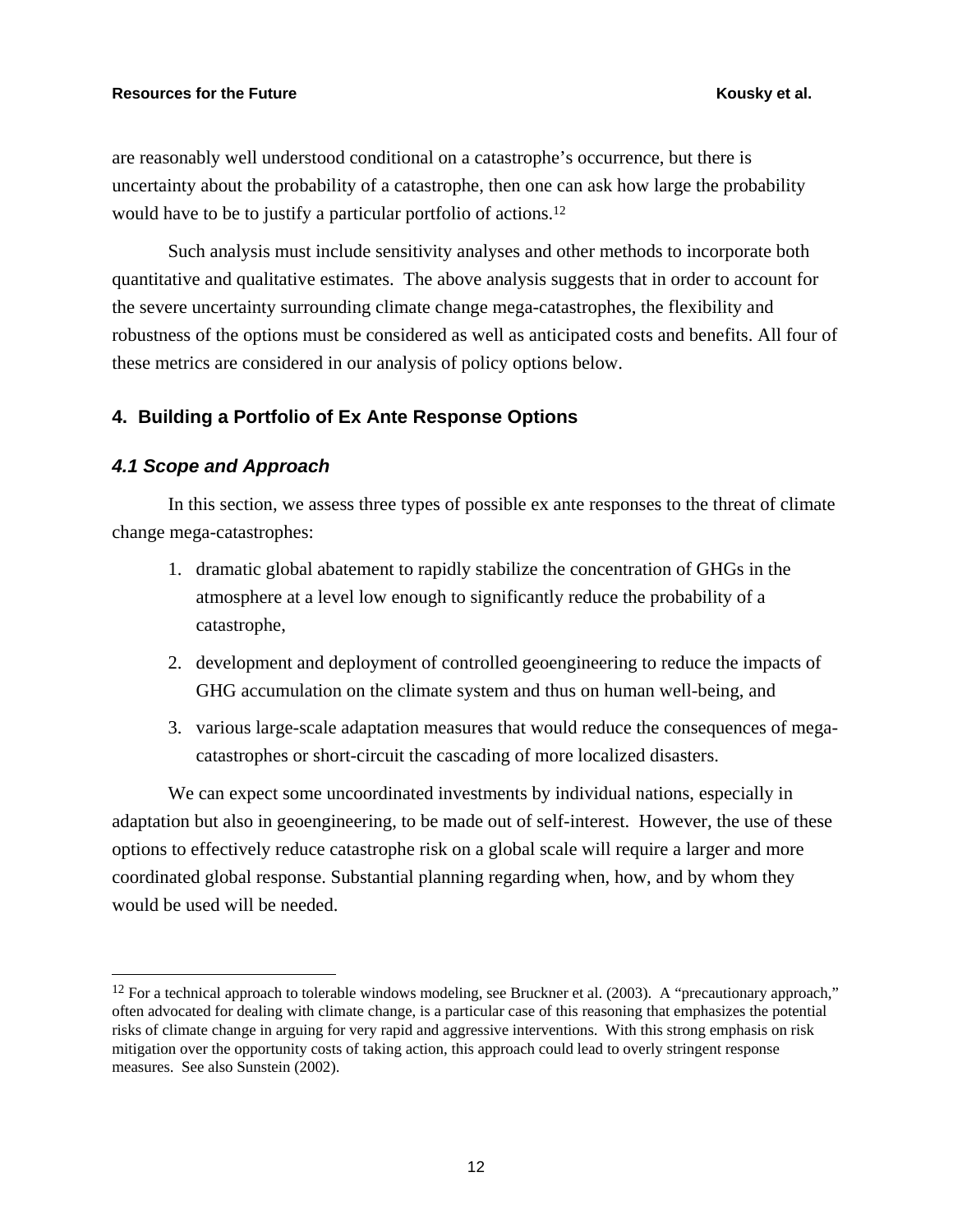are reasonably well understood conditional on a catastrophe's occurrence, but there is uncertainty about the probability of a catastrophe, then one can ask how large the probability would have to be to justify a particular portfolio of actions.[12]

Such analysis must include sensitivity analyses and other methods to incorporate both quantitative and qualitative estimates. The above analysis suggests that in order to account for the severe uncertainty surrounding climate change mega-catastrophes, the flexibility and robustness of the options must be considered as well as anticipated costs and benefits. All four of these metrics are considered in our analysis of policy options below.

## 4. Building a Portfolio of Ex Ante Response Options

### *4.1 Scope and Approach*

In this section, we assess three types of possible ex ante responses to the threat of climate change mega-catastrophes:

1. dramatic global abatement to rapidly stabilize the concentration of GHGs in the atmosphere at a level low enough to significantly reduce the probability of a catastrophe,
2. development and deployment of controlled geoengineering to reduce the impacts of GHG accumulation on the climate system and thus on human well-being, and
3. various large-scale adaptation measures that would reduce the consequences of mega-catastrophes or short-circuit the cascading of more localized disasters.

We can expect some uncoordinated investments by individual nations, especially in adaptation but also in geoengineering, to be made out of self-interest. However, the use of these options to effectively reduce catastrophe risk on a global scale will require a larger and more coordinated global response. Substantial planning regarding when, how, and by whom they would be used will be needed.

---

[12] For a technical approach to tolerable windows modeling, see Bruckner et al. (2003). A "precautionary approach," often advocated for dealing with climate change, is a particular case of this reasoning that emphasizes the potential risks of climate change in arguing for very rapid and aggressive interventions. With this strong emphasis on risk mitigation over the opportunity costs of taking action, this approach could lead to overly stringent response measures. See also Sunstein (2002).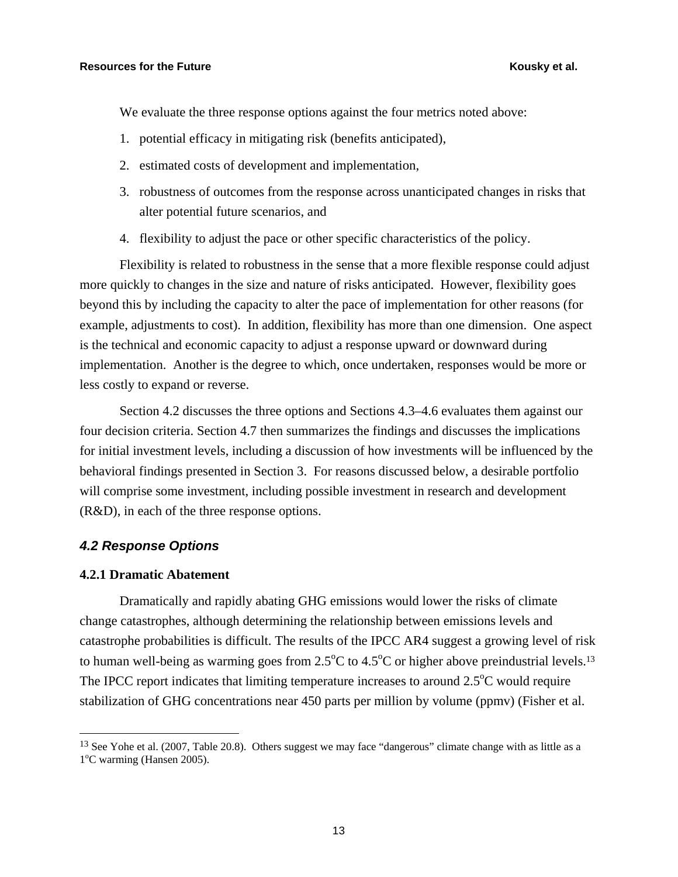We evaluate the three response options against the four metrics noted above:

1. potential efficacy in mitigating risk (benefits anticipated),
2. estimated costs of development and implementation,
3. robustness of outcomes from the response across unanticipated changes in risks that alter potential future scenarios, and
4. flexibility to adjust the pace or other specific characteristics of the policy.

Flexibility is related to robustness in the sense that a more flexible response could adjust more quickly to changes in the size and nature of risks anticipated. However, flexibility goes beyond this by including the capacity to alter the pace of implementation for other reasons (for example, adjustments to cost). In addition, flexibility has more than one dimension. One aspect is the technical and economic capacity to adjust a response upward or downward during implementation. Another is the degree to which, once undertaken, responses would be more or less costly to expand or reverse.

Section 4.2 discusses the three options and Sections 4.3–4.6 evaluates them against our four decision criteria. Section 4.7 then summarizes the findings and discusses the implications for initial investment levels, including a discussion of how investments will be influenced by the behavioral findings presented in Section 3. For reasons discussed below, a desirable portfolio will comprise some investment, including possible investment in research and development (R&D), in each of the three response options.

## *4.2 Response Options*

### 4.2.1 Dramatic Abatement

Dramatically and rapidly abating GHG emissions would lower the risks of climate change catastrophes, although determining the relationship between emissions levels and catastrophe probabilities is difficult. The results of the IPCC AR4 suggest a growing level of risk to human well-being as warming goes from 2.5°C to 4.5°C or higher above preindustrial levels.[13] The IPCC report indicates that limiting temperature increases to around 2.5°C would require stabilization of GHG concentrations near 450 parts per million by volume (ppmv) (Fisher et al.

---

[13] See Yohe et al. (2007, Table 20.8). Others suggest we may face "dangerous" climate change with as little as a 1°C warming (Hansen 2005).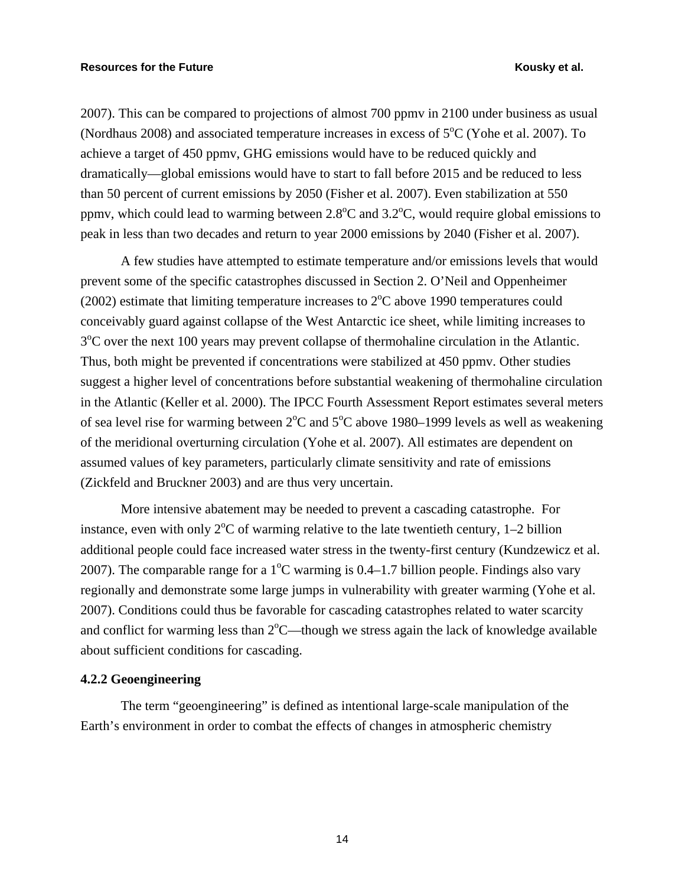2007). This can be compared to projections of almost 700 ppmv in 2100 under business as usual (Nordhaus 2008) and associated temperature increases in excess of 5°C (Yohe et al. 2007). To achieve a target of 450 ppmv, GHG emissions would have to be reduced quickly and dramatically—global emissions would have to start to fall before 2015 and be reduced to less than 50 percent of current emissions by 2050 (Fisher et al. 2007). Even stabilization at 550 ppmv, which could lead to warming between 2.8°C and 3.2°C, would require global emissions to peak in less than two decades and return to year 2000 emissions by 2040 (Fisher et al. 2007).

A few studies have attempted to estimate temperature and/or emissions levels that would prevent some of the specific catastrophes discussed in Section 2. O'Neil and Oppenheimer (2002) estimate that limiting temperature increases to 2°C above 1990 temperatures could conceivably guard against collapse of the West Antarctic ice sheet, while limiting increases to 3°C over the next 100 years may prevent collapse of thermohaline circulation in the Atlantic. Thus, both might be prevented if concentrations were stabilized at 450 ppmv. Other studies suggest a higher level of concentrations before substantial weakening of thermohaline circulation in the Atlantic (Keller et al. 2000). The IPCC Fourth Assessment Report estimates several meters of sea level rise for warming between 2°C and 5°C above 1980–1999 levels as well as weakening of the meridional overturning circulation (Yohe et al. 2007). All estimates are dependent on assumed values of key parameters, particularly climate sensitivity and rate of emissions (Zickfeld and Bruckner 2003) and are thus very uncertain.

More intensive abatement may be needed to prevent a cascading catastrophe. For instance, even with only 2°C of warming relative to the late twentieth century, 1–2 billion additional people could face increased water stress in the twenty-first century (Kundzewicz et al. 2007). The comparable range for a 1°C warming is 0.4–1.7 billion people. Findings also vary regionally and demonstrate some large jumps in vulnerability with greater warming (Yohe et al. 2007). Conditions could thus be favorable for cascading catastrophes related to water scarcity and conflict for warming less than 2°C—though we stress again the lack of knowledge available about sufficient conditions for cascading.

#### 4.2.2 Geoengineering

The term "geoengineering" is defined as intentional large-scale manipulation of the Earth's environment in order to combat the effects of changes in atmospheric chemistry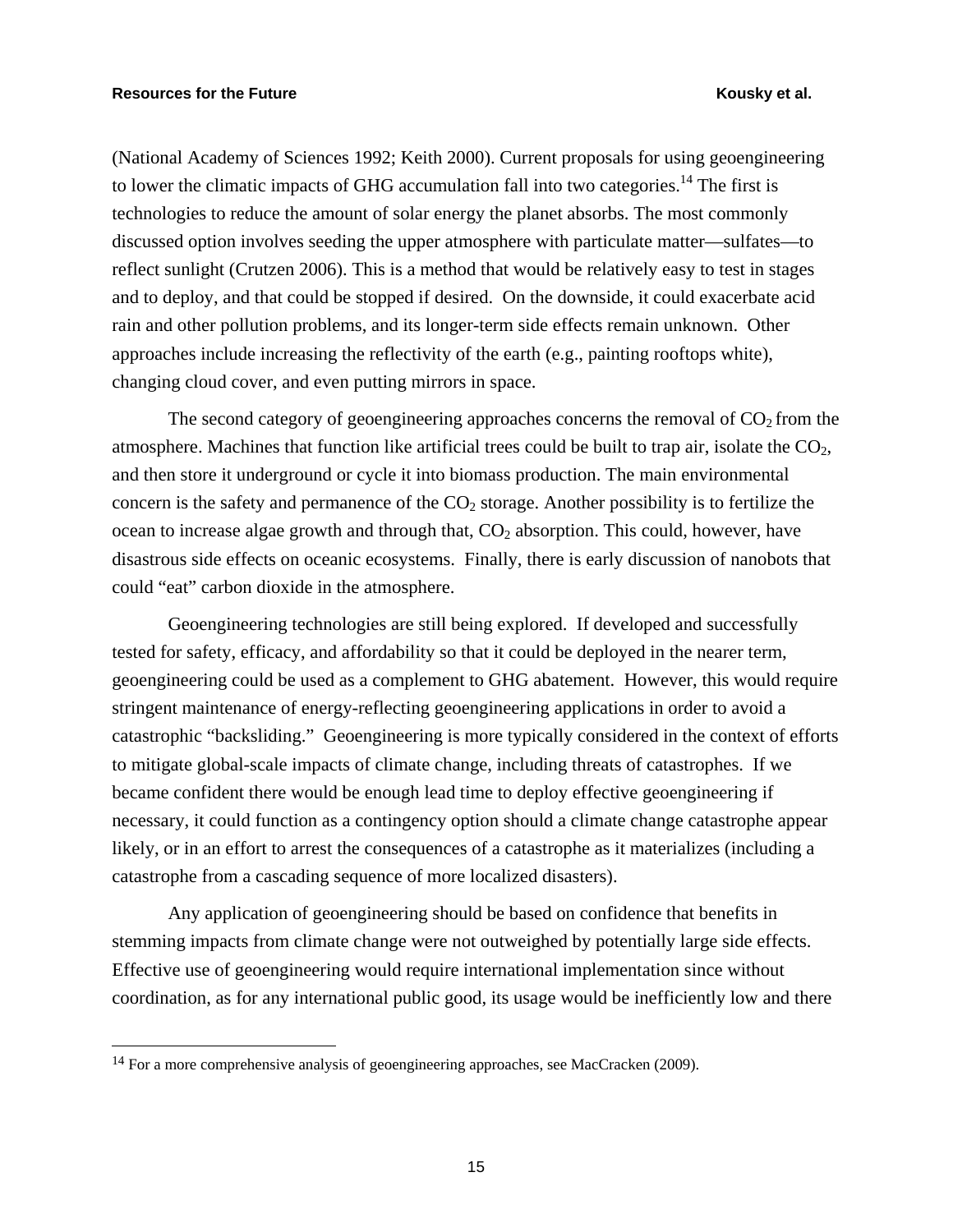(National Academy of Sciences 1992; Keith 2000). Current proposals for using geoengineering to lower the climatic impacts of GHG accumulation fall into two categories.[14] The first is technologies to reduce the amount of solar energy the planet absorbs. The most commonly discussed option involves seeding the upper atmosphere with particulate matter—sulfates—to reflect sunlight (Crutzen 2006). This is a method that would be relatively easy to test in stages and to deploy, and that could be stopped if desired. On the downside, it could exacerbate acid rain and other pollution problems, and its longer-term side effects remain unknown. Other approaches include increasing the reflectivity of the earth (e.g., painting rooftops white), changing cloud cover, and even putting mirrors in space.

The second category of geoengineering approaches concerns the removal of $CO_2$ from the atmosphere. Machines that function like artificial trees could be built to trap air, isolate the $CO_2$, and then store it underground or cycle it into biomass production. The main environmental concern is the safety and permanence of the $CO_2$ storage. Another possibility is to fertilize the ocean to increase algae growth and through that, $CO_2$ absorption. This could, however, have disastrous side effects on oceanic ecosystems. Finally, there is early discussion of nanobots that could "eat" carbon dioxide in the atmosphere.

Geoengineering technologies are still being explored. If developed and successfully tested for safety, efficacy, and affordability so that it could be deployed in the nearer term, geoengineering could be used as a complement to GHG abatement. However, this would require stringent maintenance of energy-reflecting geoengineering applications in order to avoid a catastrophic "backsliding." Geoengineering is more typically considered in the context of efforts to mitigate global-scale impacts of climate change, including threats of catastrophes. If we became confident there would be enough lead time to deploy effective geoengineering if necessary, it could function as a contingency option should a climate change catastrophe appear likely, or in an effort to arrest the consequences of a catastrophe as it materializes (including a catastrophe from a cascading sequence of more localized disasters).

Any application of geoengineering should be based on confidence that benefits in stemming impacts from climate change were not outweighed by potentially large side effects. Effective use of geoengineering would require international implementation since without coordination, as for any international public good, its usage would be inefficiently low and there

[14] For a more comprehensive analysis of geoengineering approaches, see MacCracken (2009).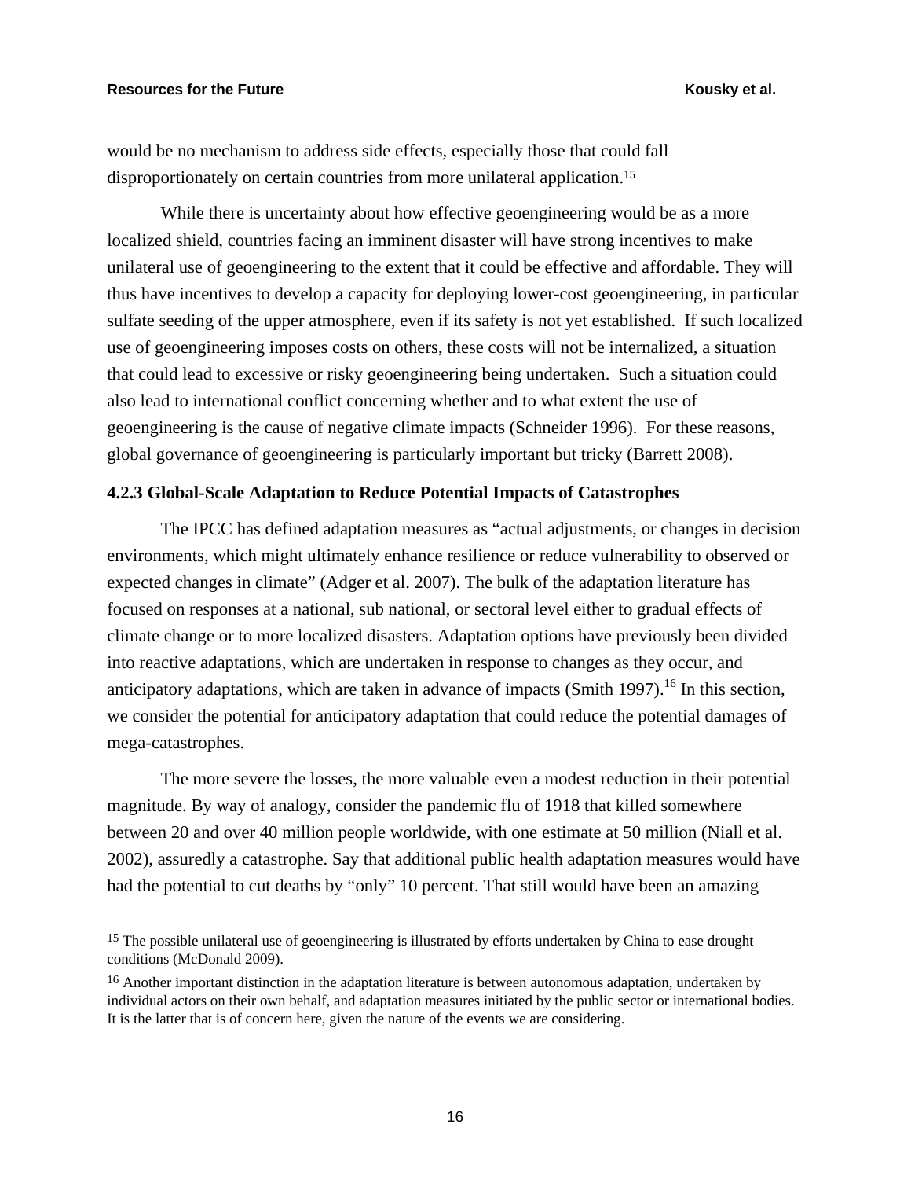would be no mechanism to address side effects, especially those that could fall disproportionately on certain countries from more unilateral application.[15]

While there is uncertainty about how effective geoengineering would be as a more localized shield, countries facing an imminent disaster will have strong incentives to make unilateral use of geoengineering to the extent that it could be effective and affordable. They will thus have incentives to develop a capacity for deploying lower-cost geoengineering, in particular sulfate seeding of the upper atmosphere, even if its safety is not yet established. If such localized use of geoengineering imposes costs on others, these costs will not be internalized, a situation that could lead to excessive or risky geoengineering being undertaken. Such a situation could also lead to international conflict concerning whether and to what extent the use of geoengineering is the cause of negative climate impacts (Schneider 1996). For these reasons, global governance of geoengineering is particularly important but tricky (Barrett 2008).

### 4.2.3 Global-Scale Adaptation to Reduce Potential Impacts of Catastrophes

The IPCC has defined adaptation measures as "actual adjustments, or changes in decision environments, which might ultimately enhance resilience or reduce vulnerability to observed or expected changes in climate" (Adger et al. 2007). The bulk of the adaptation literature has focused on responses at a national, sub national, or sectoral level either to gradual effects of climate change or to more localized disasters. Adaptation options have previously been divided into reactive adaptations, which are undertaken in response to changes as they occur, and anticipatory adaptations, which are taken in advance of impacts (Smith 1997).[16] In this section, we consider the potential for anticipatory adaptation that could reduce the potential damages of mega-catastrophes.

The more severe the losses, the more valuable even a modest reduction in their potential magnitude. By way of analogy, consider the pandemic flu of 1918 that killed somewhere between 20 and over 40 million people worldwide, with one estimate at 50 million (Niall et al. 2002), assuredly a catastrophe. Say that additional public health adaptation measures would have had the potential to cut deaths by "only" 10 percent. That still would have been an amazing

[15] The possible unilateral use of geoengineering is illustrated by efforts undertaken by China to ease drought conditions (McDonald 2009).

[16] Another important distinction in the adaptation literature is between autonomous adaptation, undertaken by individual actors on their own behalf, and adaptation measures initiated by the public sector or international bodies. It is the latter that is of concern here, given the nature of the events we are considering.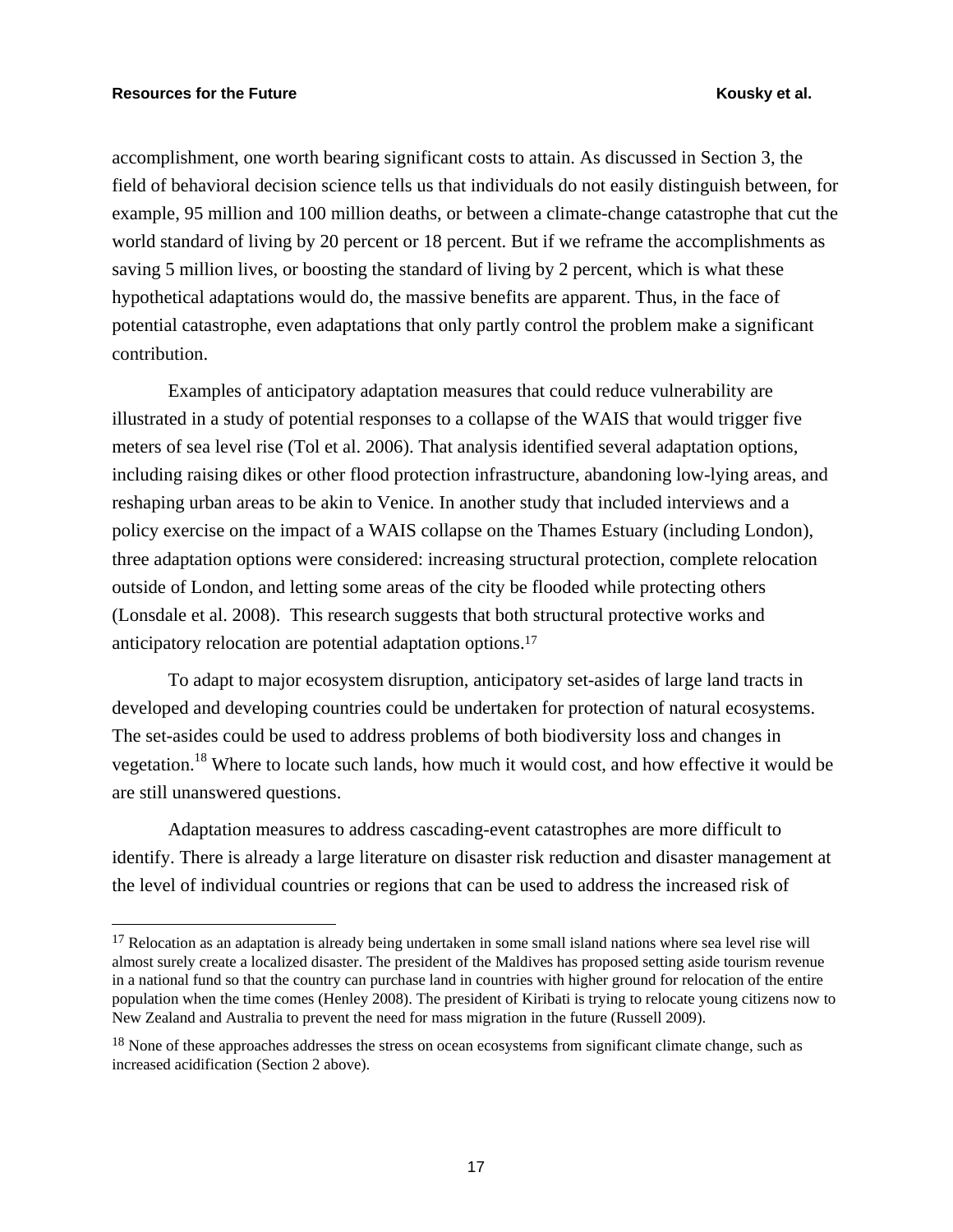accomplishment, one worth bearing significant costs to attain. As discussed in Section 3, the field of behavioral decision science tells us that individuals do not easily distinguish between, for example, 95 million and 100 million deaths, or between a climate-change catastrophe that cut the world standard of living by 20 percent or 18 percent. But if we reframe the accomplishments as saving 5 million lives, or boosting the standard of living by 2 percent, which is what these hypothetical adaptations would do, the massive benefits are apparent. Thus, in the face of potential catastrophe, even adaptations that only partly control the problem make a significant contribution.

Examples of anticipatory adaptation measures that could reduce vulnerability are illustrated in a study of potential responses to a collapse of the WAIS that would trigger five meters of sea level rise (Tol et al. 2006). That analysis identified several adaptation options, including raising dikes or other flood protection infrastructure, abandoning low-lying areas, and reshaping urban areas to be akin to Venice. In another study that included interviews and a policy exercise on the impact of a WAIS collapse on the Thames Estuary (including London), three adaptation options were considered: increasing structural protection, complete relocation outside of London, and letting some areas of the city be flooded while protecting others (Lonsdale et al. 2008). This research suggests that both structural protective works and anticipatory relocation are potential adaptation options.[17]

To adapt to major ecosystem disruption, anticipatory set-asides of large land tracts in developed and developing countries could be undertaken for protection of natural ecosystems. The set-asides could be used to address problems of both biodiversity loss and changes in vegetation.[18] Where to locate such lands, how much it would cost, and how effective it would be are still unanswered questions.

Adaptation measures to address cascading-event catastrophes are more difficult to identify. There is already a large literature on disaster risk reduction and disaster management at the level of individual countries or regions that can be used to address the increased risk of

---

[17] Relocation as an adaptation is already being undertaken in some small island nations where sea level rise will almost surely create a localized disaster. The president of the Maldives has proposed setting aside tourism revenue in a national fund so that the country can purchase land in countries with higher ground for relocation of the entire population when the time comes (Henley 2008). The president of Kiribati is trying to relocate young citizens now to New Zealand and Australia to prevent the need for mass migration in the future (Russell 2009).

[18] None of these approaches addresses the stress on ocean ecosystems from significant climate change, such as increased acidification (Section 2 above).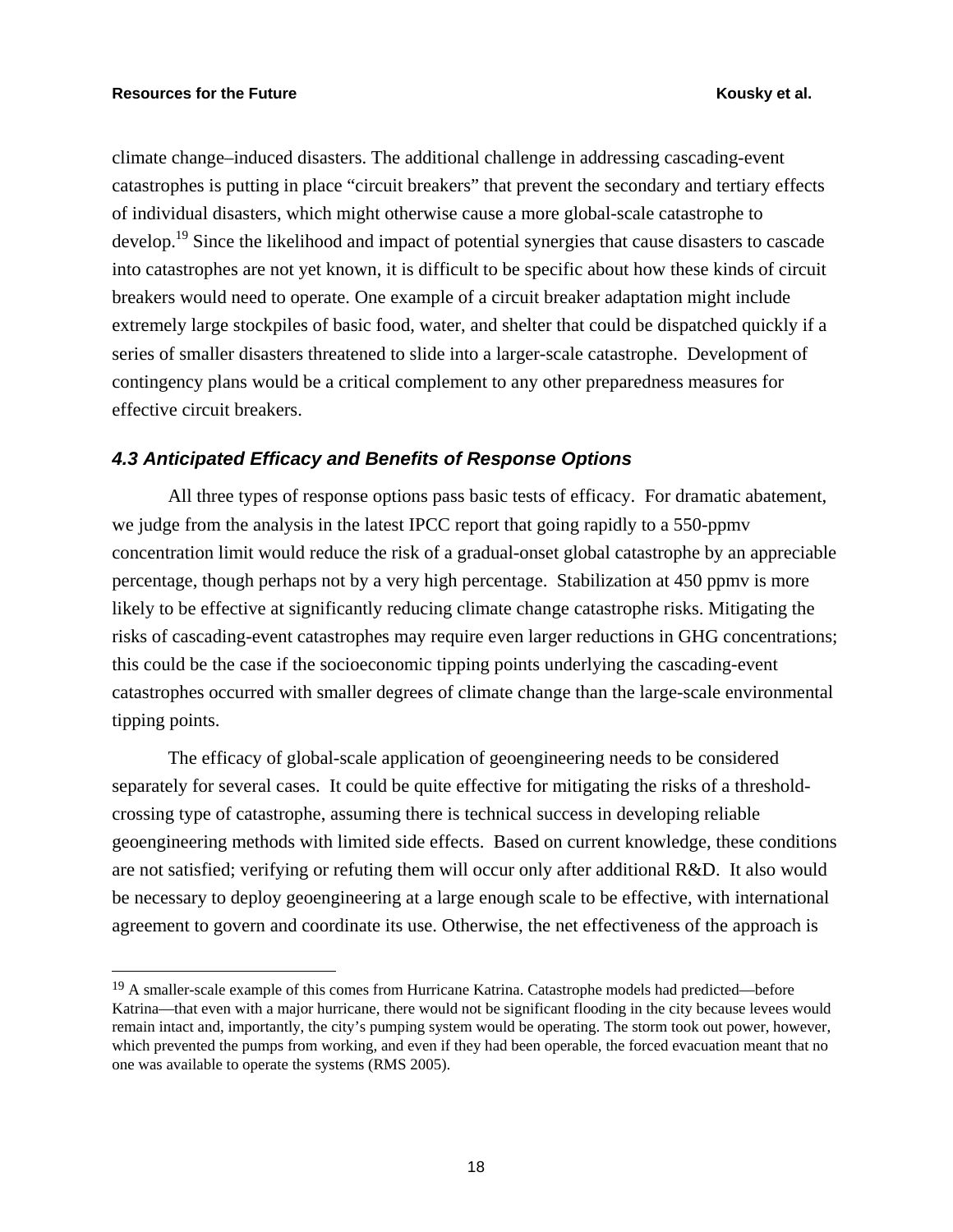climate change–induced disasters. The additional challenge in addressing cascading-event catastrophes is putting in place "circuit breakers" that prevent the secondary and tertiary effects of individual disasters, which might otherwise cause a more global-scale catastrophe to develop.[19] Since the likelihood and impact of potential synergies that cause disasters to cascade into catastrophes are not yet known, it is difficult to be specific about how these kinds of circuit breakers would need to operate. One example of a circuit breaker adaptation might include extremely large stockpiles of basic food, water, and shelter that could be dispatched quickly if a series of smaller disasters threatened to slide into a larger-scale catastrophe. Development of contingency plans would be a critical complement to any other preparedness measures for effective circuit breakers.

### *4.3 Anticipated Efficacy and Benefits of Response Options*

All three types of response options pass basic tests of efficacy. For dramatic abatement, we judge from the analysis in the latest IPCC report that going rapidly to a 550-ppmv concentration limit would reduce the risk of a gradual-onset global catastrophe by an appreciable percentage, though perhaps not by a very high percentage. Stabilization at 450 ppmv is more likely to be effective at significantly reducing climate change catastrophe risks. Mitigating the risks of cascading-event catastrophes may require even larger reductions in GHG concentrations; this could be the case if the socioeconomic tipping points underlying the cascading-event catastrophes occurred with smaller degrees of climate change than the large-scale environmental tipping points.

The efficacy of global-scale application of geoengineering needs to be considered separately for several cases. It could be quite effective for mitigating the risks of a threshold-crossing type of catastrophe, assuming there is technical success in developing reliable geoengineering methods with limited side effects. Based on current knowledge, these conditions are not satisfied; verifying or refuting them will occur only after additional R&D. It also would be necessary to deploy geoengineering at a large enough scale to be effective, with international agreement to govern and coordinate its use. Otherwise, the net effectiveness of the approach is

---

[19] A smaller-scale example of this comes from Hurricane Katrina. Catastrophe models had predicted—before Katrina—that even with a major hurricane, there would not be significant flooding in the city because levees would remain intact and, importantly, the city's pumping system would be operating. The storm took out power, however, which prevented the pumps from working, and even if they had been operable, the forced evacuation meant that no one was available to operate the systems (RMS 2005).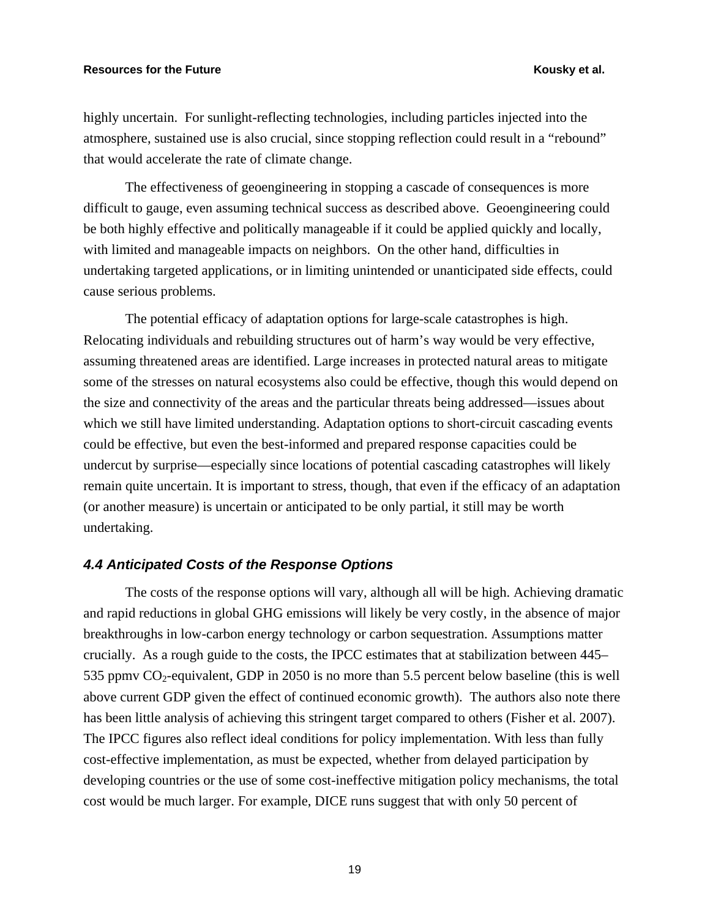highly uncertain. For sunlight-reflecting technologies, including particles injected into the atmosphere, sustained use is also crucial, since stopping reflection could result in a "rebound" that would accelerate the rate of climate change.

The effectiveness of geoengineering in stopping a cascade of consequences is more difficult to gauge, even assuming technical success as described above. Geoengineering could be both highly effective and politically manageable if it could be applied quickly and locally, with limited and manageable impacts on neighbors. On the other hand, difficulties in undertaking targeted applications, or in limiting unintended or unanticipated side effects, could cause serious problems.

The potential efficacy of adaptation options for large-scale catastrophes is high. Relocating individuals and rebuilding structures out of harm's way would be very effective, assuming threatened areas are identified. Large increases in protected natural areas to mitigate some of the stresses on natural ecosystems also could be effective, though this would depend on the size and connectivity of the areas and the particular threats being addressed—issues about which we still have limited understanding. Adaptation options to short-circuit cascading events could be effective, but even the best-informed and prepared response capacities could be undercut by surprise—especially since locations of potential cascading catastrophes will likely remain quite uncertain. It is important to stress, though, that even if the efficacy of an adaptation (or another measure) is uncertain or anticipated to be only partial, it still may be worth undertaking.

### *4.4 Anticipated Costs of the Response Options*

The costs of the response options will vary, although all will be high. Achieving dramatic and rapid reductions in global GHG emissions will likely be very costly, in the absence of major breakthroughs in low-carbon energy technology or carbon sequestration. Assumptions matter crucially. As a rough guide to the costs, the IPCC estimates that at stabilization between 445–535 ppmv $CO_2$-equivalent, GDP in 2050 is no more than 5.5 percent below baseline (this is well above current GDP given the effect of continued economic growth). The authors also note there has been little analysis of achieving this stringent target compared to others (Fisher et al. 2007). The IPCC figures also reflect ideal conditions for policy implementation. With less than fully cost-effective implementation, as must be expected, whether from delayed participation by developing countries or the use of some cost-ineffective mitigation policy mechanisms, the total cost would be much larger. For example, DICE runs suggest that with only 50 percent of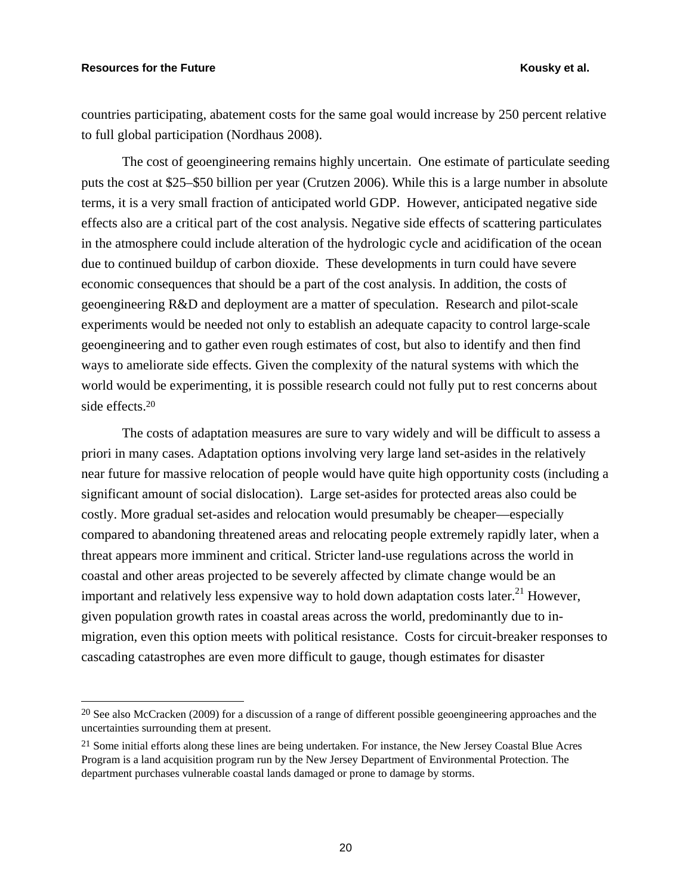countries participating, abatement costs for the same goal would increase by 250 percent relative to full global participation (Nordhaus 2008).

The cost of geoengineering remains highly uncertain. One estimate of particulate seeding puts the cost at $25–$50 billion per year (Crutzen 2006). While this is a large number in absolute terms, it is a very small fraction of anticipated world GDP. However, anticipated negative side effects also are a critical part of the cost analysis. Negative side effects of scattering particulates in the atmosphere could include alteration of the hydrologic cycle and acidification of the ocean due to continued buildup of carbon dioxide. These developments in turn could have severe economic consequences that should be a part of the cost analysis. In addition, the costs of geoengineering R&D and deployment are a matter of speculation. Research and pilot-scale experiments would be needed not only to establish an adequate capacity to control large-scale geoengineering and to gather even rough estimates of cost, but also to identify and then find ways to ameliorate side effects. Given the complexity of the natural systems with which the world would be experimenting, it is possible research could not fully put to rest concerns about side effects.[20]

The costs of adaptation measures are sure to vary widely and will be difficult to assess a priori in many cases. Adaptation options involving very large land set-asides in the relatively near future for massive relocation of people would have quite high opportunity costs (including a significant amount of social dislocation). Large set-asides for protected areas also could be costly. More gradual set-asides and relocation would presumably be cheaper—especially compared to abandoning threatened areas and relocating people extremely rapidly later, when a threat appears more imminent and critical. Stricter land-use regulations across the world in coastal and other areas projected to be severely affected by climate change would be an important and relatively less expensive way to hold down adaptation costs later.[21] However, given population growth rates in coastal areas across the world, predominantly due to in-migration, even this option meets with political resistance. Costs for circuit-breaker responses to cascading catastrophes are even more difficult to gauge, though estimates for disaster

---

[20] See also McCracken (2009) for a discussion of a range of different possible geoengineering approaches and the uncertainties surrounding them at present.

[21] Some initial efforts along these lines are being undertaken. For instance, the New Jersey Coastal Blue Acres Program is a land acquisition program run by the New Jersey Department of Environmental Protection. The department purchases vulnerable coastal lands damaged or prone to damage by storms.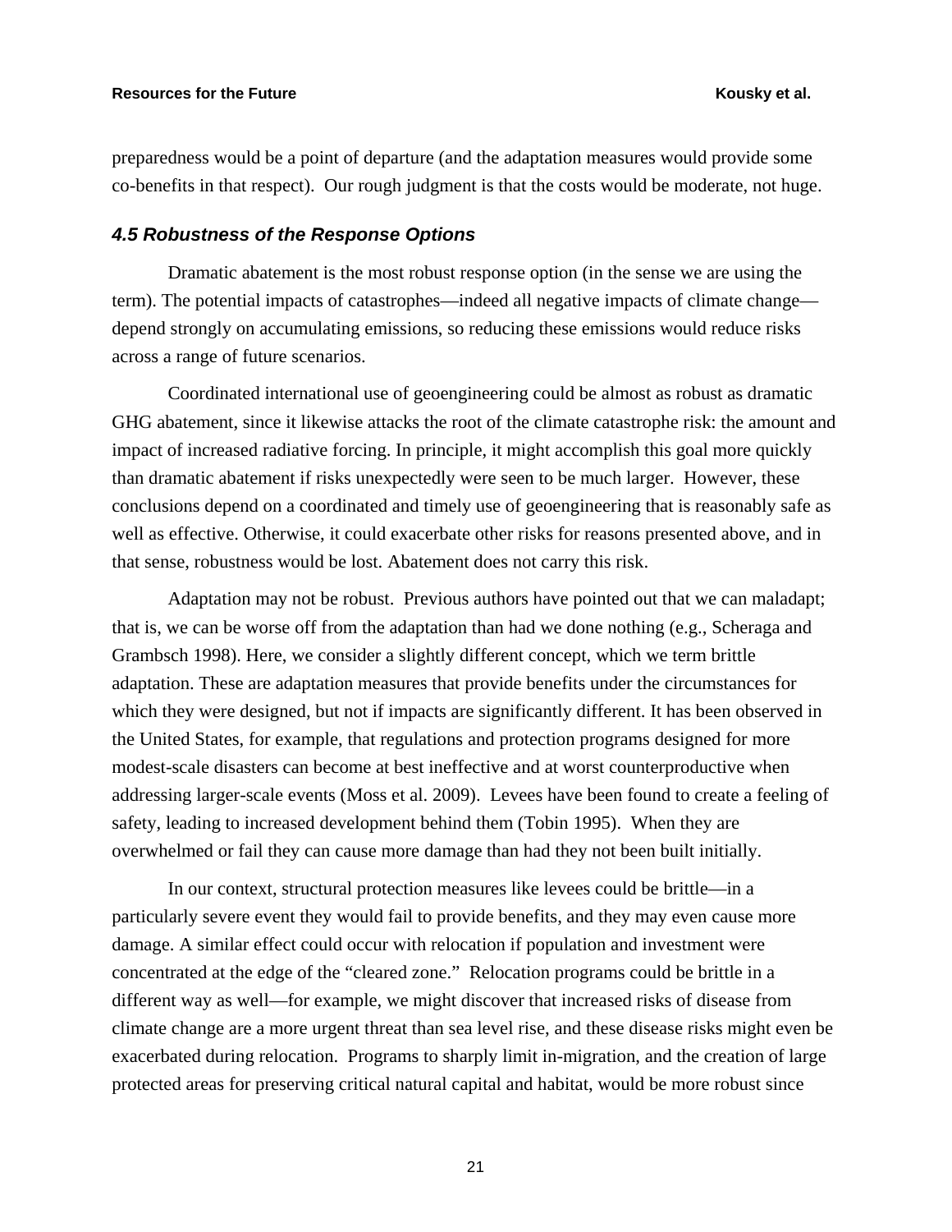preparedness would be a point of departure (and the adaptation measures would provide some co-benefits in that respect). Our rough judgment is that the costs would be moderate, not huge.

### *4.5 Robustness of the Response Options*

Dramatic abatement is the most robust response option (in the sense we are using the term). The potential impacts of catastrophes—indeed all negative impacts of climate change—depend strongly on accumulating emissions, so reducing these emissions would reduce risks across a range of future scenarios.

Coordinated international use of geoengineering could be almost as robust as dramatic GHG abatement, since it likewise attacks the root of the climate catastrophe risk: the amount and impact of increased radiative forcing. In principle, it might accomplish this goal more quickly than dramatic abatement if risks unexpectedly were seen to be much larger. However, these conclusions depend on a coordinated and timely use of geoengineering that is reasonably safe as well as effective. Otherwise, it could exacerbate other risks for reasons presented above, and in that sense, robustness would be lost. Abatement does not carry this risk.

Adaptation may not be robust. Previous authors have pointed out that we can maladapt; that is, we can be worse off from the adaptation than had we done nothing (e.g., Scheraga and Grambsch 1998). Here, we consider a slightly different concept, which we term brittle adaptation. These are adaptation measures that provide benefits under the circumstances for which they were designed, but not if impacts are significantly different. It has been observed in the United States, for example, that regulations and protection programs designed for more modest-scale disasters can become at best ineffective and at worst counterproductive when addressing larger-scale events (Moss et al. 2009). Levees have been found to create a feeling of safety, leading to increased development behind them (Tobin 1995). When they are overwhelmed or fail they can cause more damage than had they not been built initially.

In our context, structural protection measures like levees could be brittle—in a particularly severe event they would fail to provide benefits, and they may even cause more damage. A similar effect could occur with relocation if population and investment were concentrated at the edge of the "cleared zone." Relocation programs could be brittle in a different way as well—for example, we might discover that increased risks of disease from climate change are a more urgent threat than sea level rise, and these disease risks might even be exacerbated during relocation. Programs to sharply limit in-migration, and the creation of large protected areas for preserving critical natural capital and habitat, would be more robust since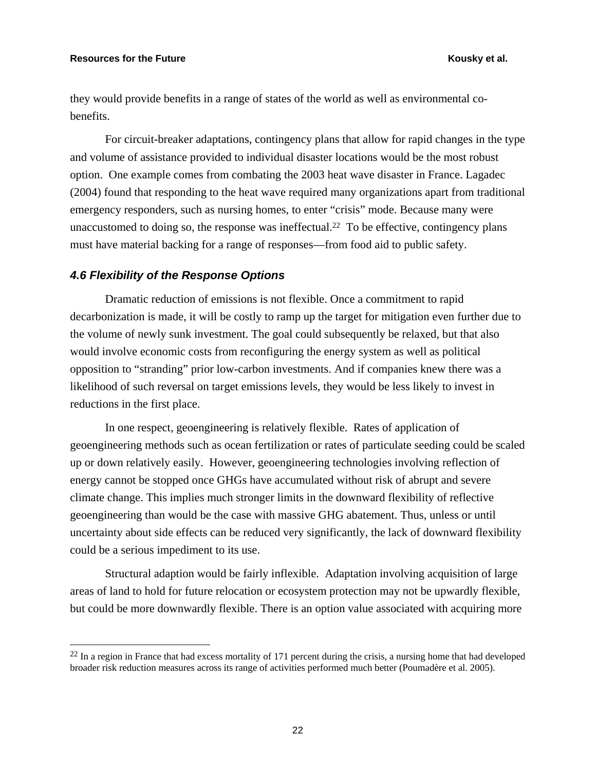they would provide benefits in a range of states of the world as well as environmental co-benefits.

For circuit-breaker adaptations, contingency plans that allow for rapid changes in the type and volume of assistance provided to individual disaster locations would be the most robust option. One example comes from combating the 2003 heat wave disaster in France. Lagadec (2004) found that responding to the heat wave required many organizations apart from traditional emergency responders, such as nursing homes, to enter "crisis" mode. Because many were unaccustomed to doing so, the response was ineffectual.[22] To be effective, contingency plans must have material backing for a range of responses—from food aid to public safety.

### *4.6 Flexibility of the Response Options*

Dramatic reduction of emissions is not flexible. Once a commitment to rapid decarbonization is made, it will be costly to ramp up the target for mitigation even further due to the volume of newly sunk investment. The goal could subsequently be relaxed, but that also would involve economic costs from reconfiguring the energy system as well as political opposition to "stranding" prior low-carbon investments. And if companies knew there was a likelihood of such reversal on target emissions levels, they would be less likely to invest in reductions in the first place.

In one respect, geoengineering is relatively flexible. Rates of application of geoengineering methods such as ocean fertilization or rates of particulate seeding could be scaled up or down relatively easily. However, geoengineering technologies involving reflection of energy cannot be stopped once GHGs have accumulated without risk of abrupt and severe climate change. This implies much stronger limits in the downward flexibility of reflective geoengineering than would be the case with massive GHG abatement. Thus, unless or until uncertainty about side effects can be reduced very significantly, the lack of downward flexibility could be a serious impediment to its use.

Structural adaption would be fairly inflexible. Adaptation involving acquisition of large areas of land to hold for future relocation or ecosystem protection may not be upwardly flexible, but could be more downwardly flexible. There is an option value associated with acquiring more

---

[22] In a region in France that had excess mortality of 171 percent during the crisis, a nursing home that had developed broader risk reduction measures across its range of activities performed much better (Poumadère et al. 2005).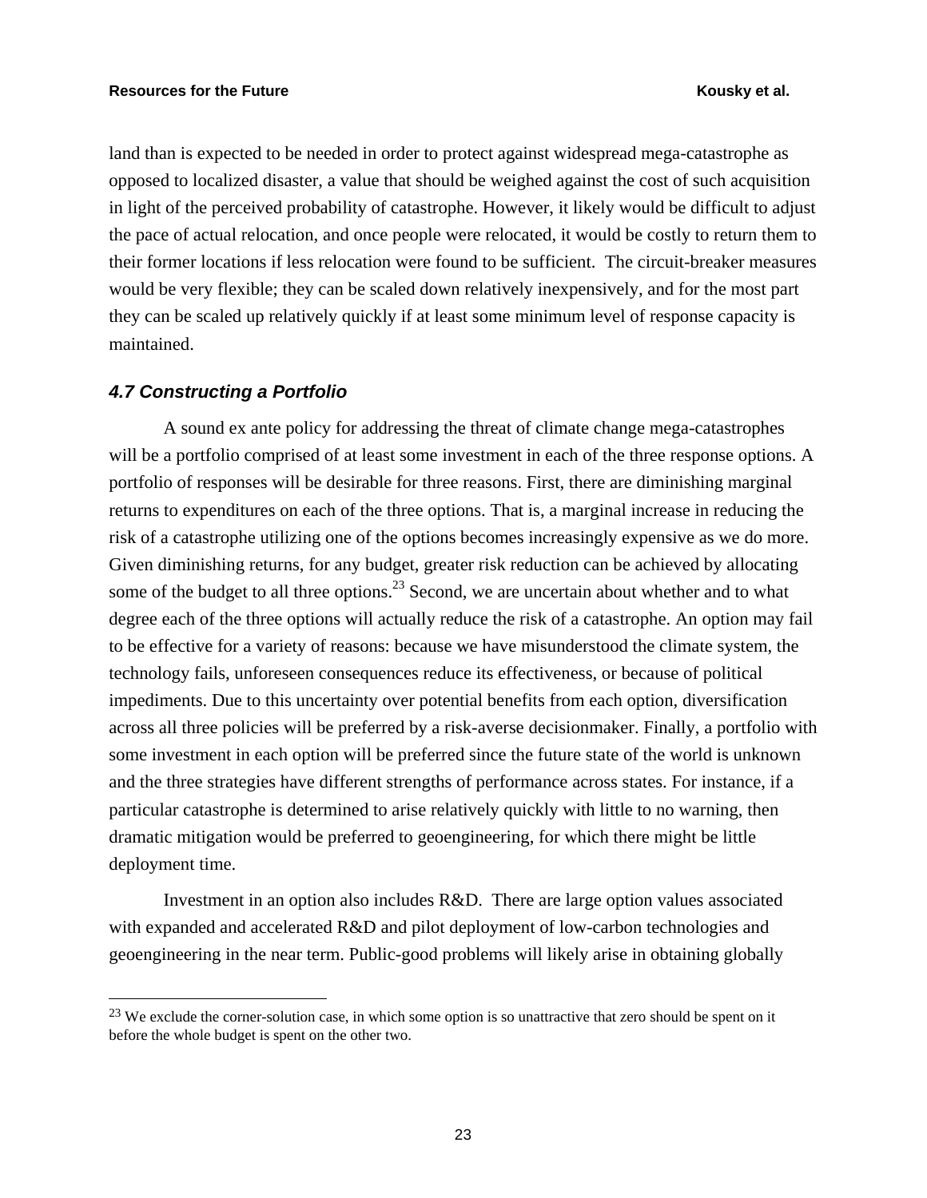land than is expected to be needed in order to protect against widespread mega-catastrophe as opposed to localized disaster, a value that should be weighed against the cost of such acquisition in light of the perceived probability of catastrophe. However, it likely would be difficult to adjust the pace of actual relocation, and once people were relocated, it would be costly to return them to their former locations if less relocation were found to be sufficient. The circuit-breaker measures would be very flexible; they can be scaled down relatively inexpensively, and for the most part they can be scaled up relatively quickly if at least some minimum level of response capacity is maintained.

### *4.7 Constructing a Portfolio*

A sound ex ante policy for addressing the threat of climate change mega-catastrophes will be a portfolio comprised of at least some investment in each of the three response options. A portfolio of responses will be desirable for three reasons. First, there are diminishing marginal returns to expenditures on each of the three options. That is, a marginal increase in reducing the risk of a catastrophe utilizing one of the options becomes increasingly expensive as we do more. Given diminishing returns, for any budget, greater risk reduction can be achieved by allocating some of the budget to all three options.[23] Second, we are uncertain about whether and to what degree each of the three options will actually reduce the risk of a catastrophe. An option may fail to be effective for a variety of reasons: because we have misunderstood the climate system, the technology fails, unforeseen consequences reduce its effectiveness, or because of political impediments. Due to this uncertainty over potential benefits from each option, diversification across all three policies will be preferred by a risk-averse decisionmaker. Finally, a portfolio with some investment in each option will be preferred since the future state of the world is unknown and the three strategies have different strengths of performance across states. For instance, if a particular catastrophe is determined to arise relatively quickly with little to no warning, then dramatic mitigation would be preferred to geoengineering, for which there might be little deployment time.

Investment in an option also includes R&D. There are large option values associated with expanded and accelerated R&D and pilot deployment of low-carbon technologies and geoengineering in the near term. Public-good problems will likely arise in obtaining globally

---

[23] We exclude the corner-solution case, in which some option is so unattractive that zero should be spent on it before the whole budget is spent on the other two.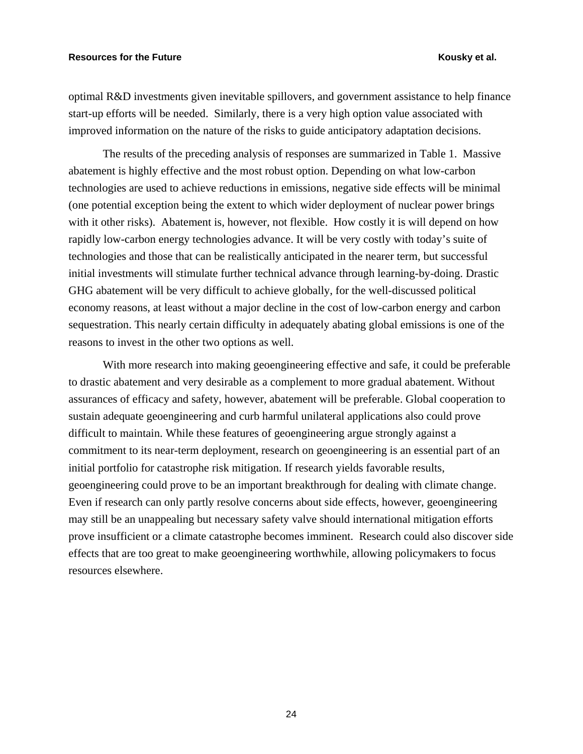optimal R&D investments given inevitable spillovers, and government assistance to help finance start-up efforts will be needed. Similarly, there is a very high option value associated with improved information on the nature of the risks to guide anticipatory adaptation decisions.

The results of the preceding analysis of responses are summarized in Table 1. Massive abatement is highly effective and the most robust option. Depending on what low-carbon technologies are used to achieve reductions in emissions, negative side effects will be minimal (one potential exception being the extent to which wider deployment of nuclear power brings with it other risks). Abatement is, however, not flexible. How costly it is will depend on how rapidly low-carbon energy technologies advance. It will be very costly with today's suite of technologies and those that can be realistically anticipated in the nearer term, but successful initial investments will stimulate further technical advance through learning-by-doing. Drastic GHG abatement will be very difficult to achieve globally, for the well-discussed political economy reasons, at least without a major decline in the cost of low-carbon energy and carbon sequestration. This nearly certain difficulty in adequately abating global emissions is one of the reasons to invest in the other two options as well.

With more research into making geoengineering effective and safe, it could be preferable to drastic abatement and very desirable as a complement to more gradual abatement. Without assurances of efficacy and safety, however, abatement will be preferable. Global cooperation to sustain adequate geoengineering and curb harmful unilateral applications also could prove difficult to maintain. While these features of geoengineering argue strongly against a commitment to its near-term deployment, research on geoengineering is an essential part of an initial portfolio for catastrophe risk mitigation. If research yields favorable results, geoengineering could prove to be an important breakthrough for dealing with climate change. Even if research can only partly resolve concerns about side effects, however, geoengineering may still be an unappealing but necessary safety valve should international mitigation efforts prove insufficient or a climate catastrophe becomes imminent. Research could also discover side effects that are too great to make geoengineering worthwhile, allowing policymakers to focus resources elsewhere.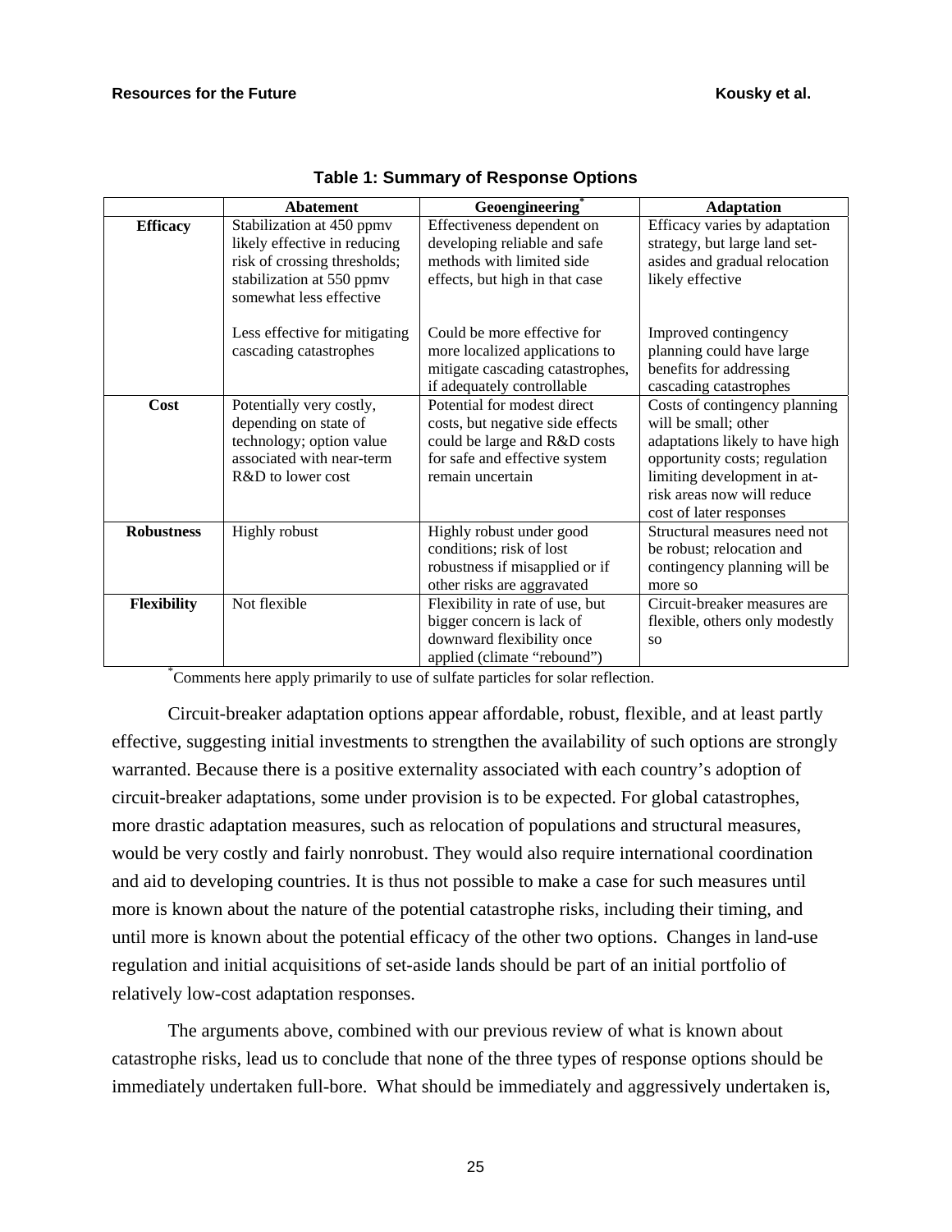**Table 1: Summary of Response Options**

| | Abatement | Geoengineering* | Adaptation |
|---|---|---|---|
| **Efficacy** | Stabilization at 450 ppmv likely effective in reducing risk of crossing thresholds; stabilization at 550 ppmv somewhat less effective<br><br>Less effective for mitigating cascading catastrophes | Effectiveness dependent on developing reliable and safe methods with limited side effects, but high in that case<br><br>Could be more effective for more localized applications to mitigate cascading catastrophes, if adequately controllable | Efficacy varies by adaptation strategy, but large land set-asides and gradual relocation likely effective<br><br>Improved contingency planning could have large benefits for addressing cascading catastrophes |
| **Cost** | Potentially very costly, depending on state of technology; option value associated with near-term R&D to lower cost | Potential for modest direct costs, but negative side effects could be large and R&D costs for safe and effective system remain uncertain | Costs of contingency planning will be small; other adaptations likely to have high opportunity costs; regulation limiting development in at-risk areas now will reduce cost of later responses |
| **Robustness** | Highly robust | Highly robust under good conditions; risk of lost robustness if misapplied or if other risks are aggravated | Structural measures need not be robust; relocation and contingency planning will be more so |
| **Flexibility** | Not flexible | Flexibility in rate of use, but bigger concern is lack of downward flexibility once applied (climate "rebound") | Circuit-breaker measures are flexible, others only modestly so |

*Comments here apply primarily to use of sulfate particles for solar reflection.

Circuit-breaker adaptation options appear affordable, robust, flexible, and at least partly effective, suggesting initial investments to strengthen the availability of such options are strongly warranted. Because there is a positive externality associated with each country's adoption of circuit-breaker adaptations, some under provision is to be expected. For global catastrophes, more drastic adaptation measures, such as relocation of populations and structural measures, would be very costly and fairly nonrobust. They would also require international coordination and aid to developing countries. It is thus not possible to make a case for such measures until more is known about the nature of the potential catastrophe risks, including their timing, and until more is known about the potential efficacy of the other two options. Changes in land-use regulation and initial acquisitions of set-aside lands should be part of an initial portfolio of relatively low-cost adaptation responses.

The arguments above, combined with our previous review of what is known about catastrophe risks, lead us to conclude that none of the three types of response options should be immediately undertaken full-bore. What should be immediately and aggressively undertaken is,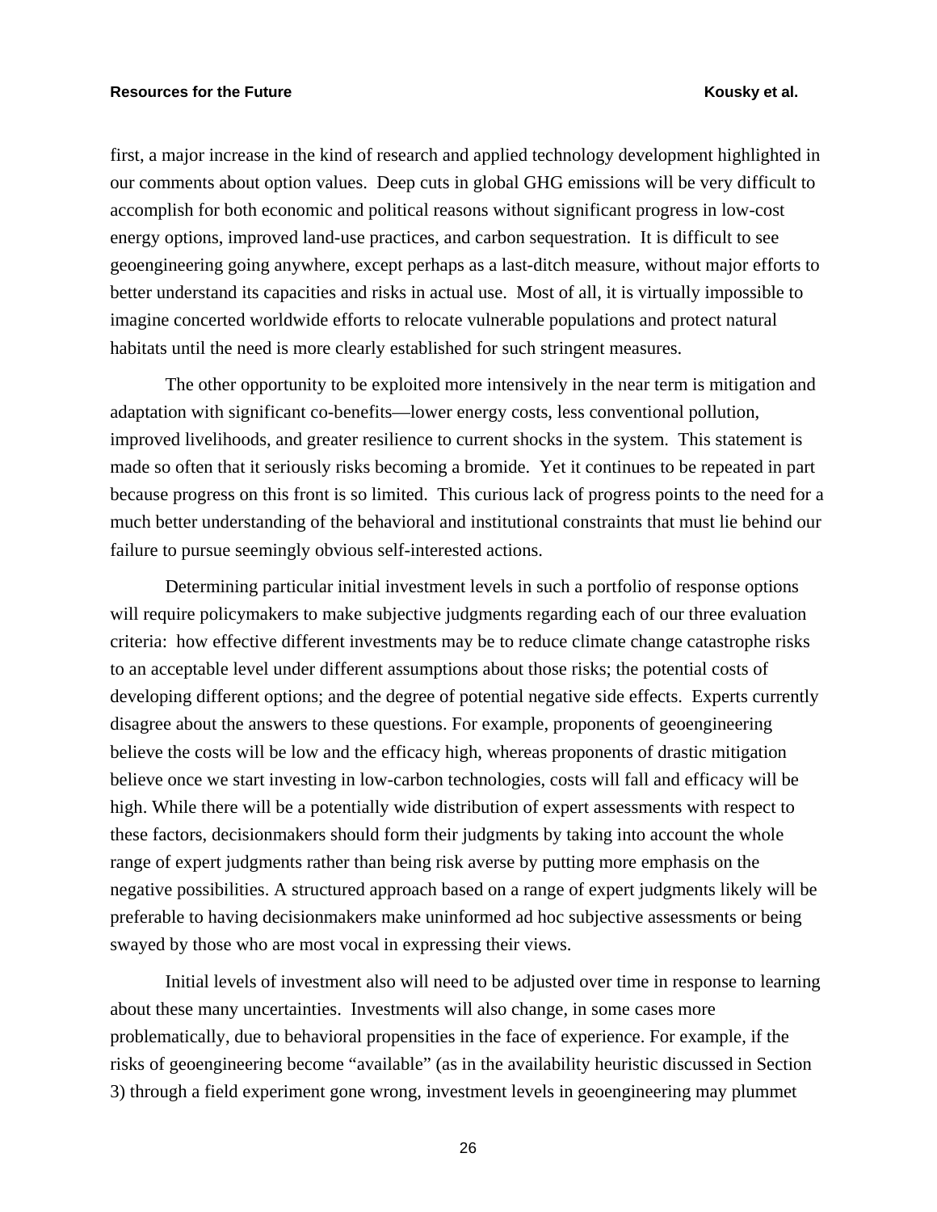first, a major increase in the kind of research and applied technology development highlighted in our comments about option values. Deep cuts in global GHG emissions will be very difficult to accomplish for both economic and political reasons without significant progress in low-cost energy options, improved land-use practices, and carbon sequestration. It is difficult to see geoengineering going anywhere, except perhaps as a last-ditch measure, without major efforts to better understand its capacities and risks in actual use. Most of all, it is virtually impossible to imagine concerted worldwide efforts to relocate vulnerable populations and protect natural habitats until the need is more clearly established for such stringent measures.

The other opportunity to be exploited more intensively in the near term is mitigation and adaptation with significant co-benefits—lower energy costs, less conventional pollution, improved livelihoods, and greater resilience to current shocks in the system. This statement is made so often that it seriously risks becoming a bromide. Yet it continues to be repeated in part because progress on this front is so limited. This curious lack of progress points to the need for a much better understanding of the behavioral and institutional constraints that must lie behind our failure to pursue seemingly obvious self-interested actions.

Determining particular initial investment levels in such a portfolio of response options will require policymakers to make subjective judgments regarding each of our three evaluation criteria: how effective different investments may be to reduce climate change catastrophe risks to an acceptable level under different assumptions about those risks; the potential costs of developing different options; and the degree of potential negative side effects. Experts currently disagree about the answers to these questions. For example, proponents of geoengineering believe the costs will be low and the efficacy high, whereas proponents of drastic mitigation believe once we start investing in low-carbon technologies, costs will fall and efficacy will be high. While there will be a potentially wide distribution of expert assessments with respect to these factors, decisionmakers should form their judgments by taking into account the whole range of expert judgments rather than being risk averse by putting more emphasis on the negative possibilities. A structured approach based on a range of expert judgments likely will be preferable to having decisionmakers make uninformed ad hoc subjective assessments or being swayed by those who are most vocal in expressing their views.

Initial levels of investment also will need to be adjusted over time in response to learning about these many uncertainties. Investments will also change, in some cases more problematically, due to behavioral propensities in the face of experience. For example, if the risks of geoengineering become "available" (as in the availability heuristic discussed in Section 3) through a field experiment gone wrong, investment levels in geoengineering may plummet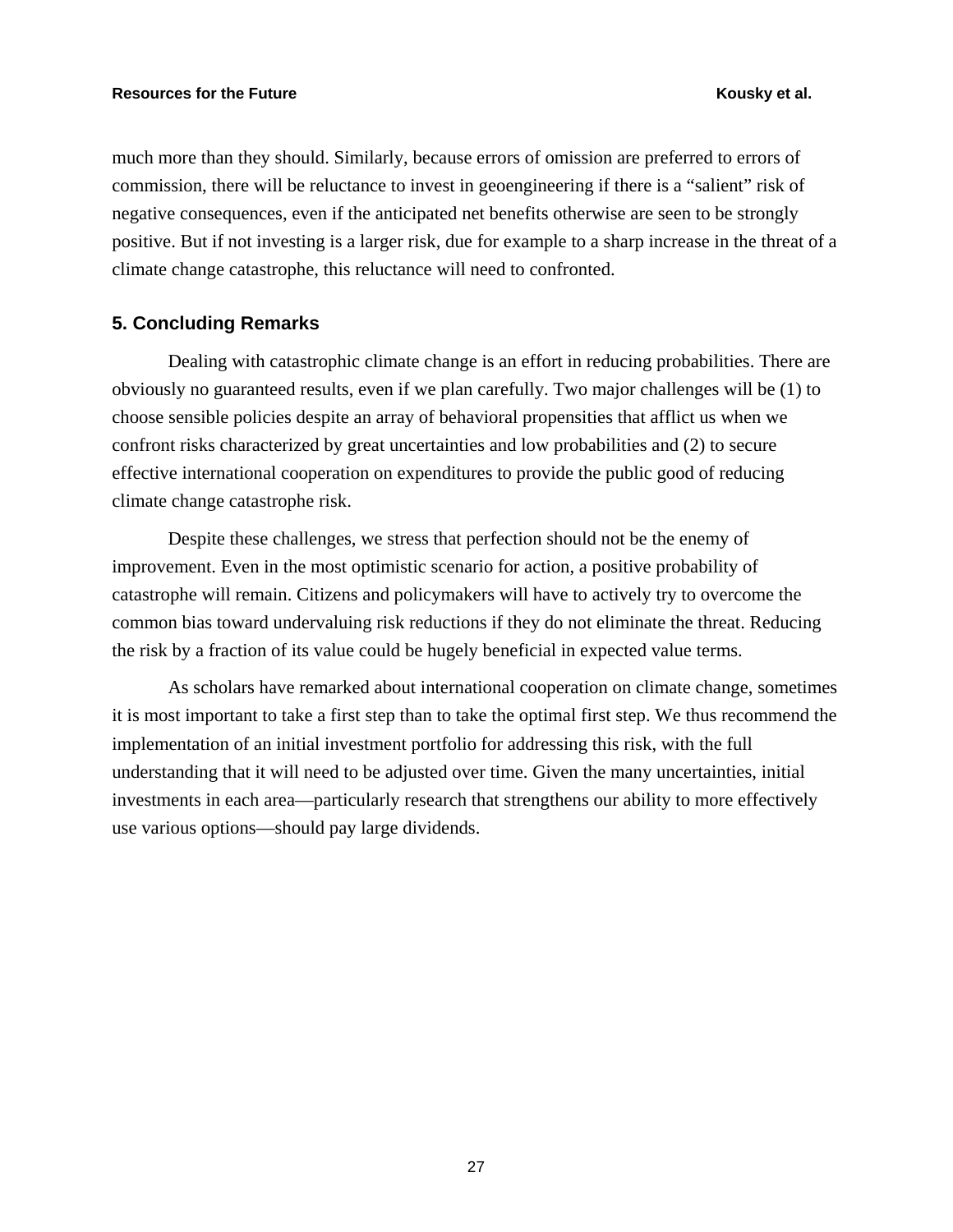much more than they should. Similarly, because errors of omission are preferred to errors of commission, there will be reluctance to invest in geoengineering if there is a "salient" risk of negative consequences, even if the anticipated net benefits otherwise are seen to be strongly positive. But if not investing is a larger risk, due for example to a sharp increase in the threat of a climate change catastrophe, this reluctance will need to confronted.

## 5. Concluding Remarks

Dealing with catastrophic climate change is an effort in reducing probabilities. There are obviously no guaranteed results, even if we plan carefully. Two major challenges will be (1) to choose sensible policies despite an array of behavioral propensities that afflict us when we confront risks characterized by great uncertainties and low probabilities and (2) to secure effective international cooperation on expenditures to provide the public good of reducing climate change catastrophe risk.

Despite these challenges, we stress that perfection should not be the enemy of improvement. Even in the most optimistic scenario for action, a positive probability of catastrophe will remain. Citizens and policymakers will have to actively try to overcome the common bias toward undervaluing risk reductions if they do not eliminate the threat. Reducing the risk by a fraction of its value could be hugely beneficial in expected value terms.

As scholars have remarked about international cooperation on climate change, sometimes it is most important to take a first step than to take the optimal first step. We thus recommend the implementation of an initial investment portfolio for addressing this risk, with the full understanding that it will need to be adjusted over time. Given the many uncertainties, initial investments in each area—particularly research that strengthens our ability to more effectively use various options—should pay large dividends.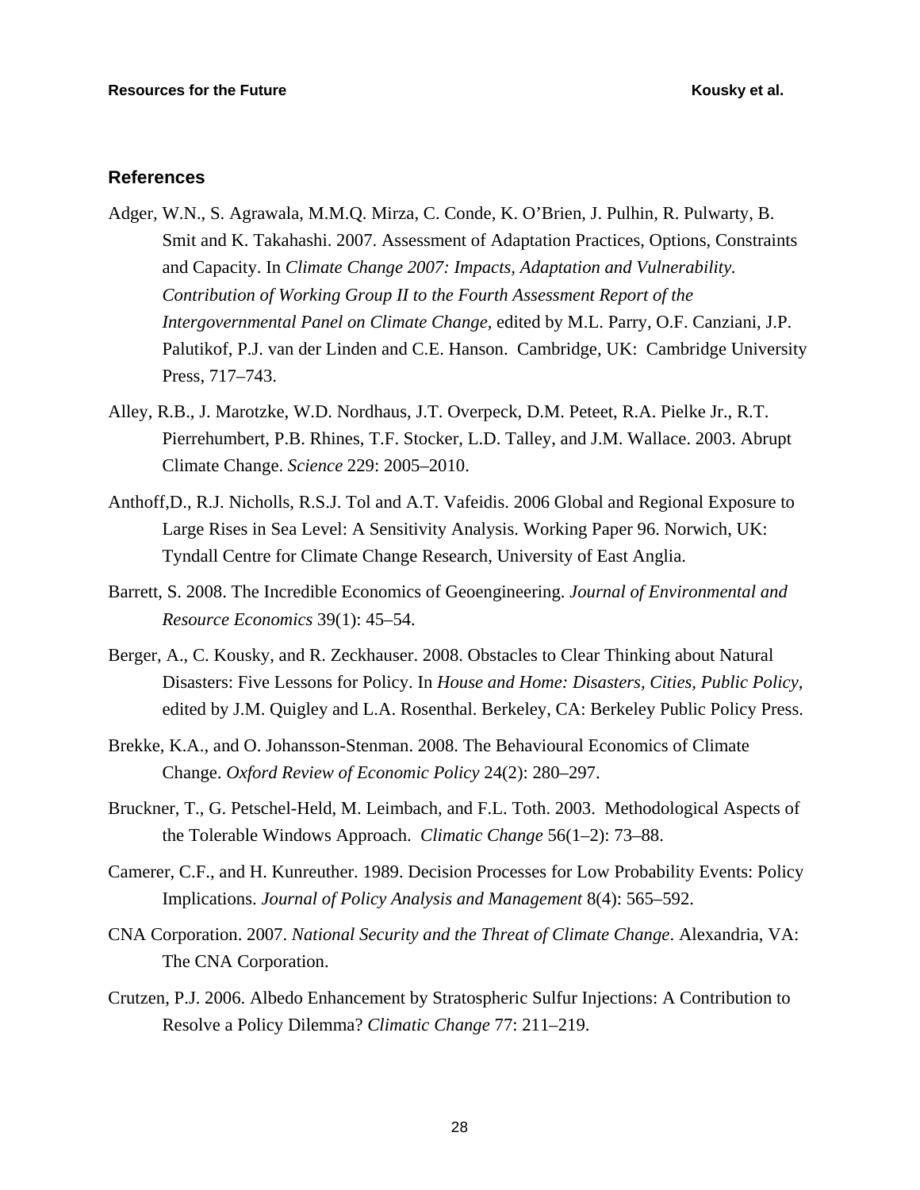## References

Adger, W.N., S. Agrawala, M.M.Q. Mirza, C. Conde, K. O'Brien, J. Pulhin, R. Pulwarty, B. Smit and K. Takahashi. 2007. Assessment of Adaptation Practices, Options, Constraints and Capacity. In *Climate Change 2007: Impacts, Adaptation and Vulnerability. Contribution of Working Group II to the Fourth Assessment Report of the Intergovernmental Panel on Climate Change*, edited by M.L. Parry, O.F. Canziani, J.P. Palutikof, P.J. van der Linden and C.E. Hanson. Cambridge, UK: Cambridge University Press, 717–743.

Alley, R.B., J. Marotzke, W.D. Nordhaus, J.T. Overpeck, D.M. Peteet, R.A. Pielke Jr., R.T. Pierrehumbert, P.B. Rhines, T.F. Stocker, L.D. Talley, and J.M. Wallace. 2003. Abrupt Climate Change. *Science* 229: 2005–2010.

Anthoff,D., R.J. Nicholls, R.S.J. Tol and A.T. Vafeidis. 2006 Global and Regional Exposure to Large Rises in Sea Level: A Sensitivity Analysis. Working Paper 96. Norwich, UK: Tyndall Centre for Climate Change Research, University of East Anglia.

Barrett, S. 2008. The Incredible Economics of Geoengineering. *Journal of Environmental and Resource Economics* 39(1): 45–54.

Berger, A., C. Kousky, and R. Zeckhauser. 2008. Obstacles to Clear Thinking about Natural Disasters: Five Lessons for Policy. In *House and Home: Disasters, Cities, Public Policy*, edited by J.M. Quigley and L.A. Rosenthal. Berkeley, CA: Berkeley Public Policy Press.

Brekke, K.A., and O. Johansson-Stenman. 2008. The Behavioural Economics of Climate Change. *Oxford Review of Economic Policy* 24(2): 280–297.

Bruckner, T., G. Petschel-Held, M. Leimbach, and F.L. Toth. 2003. Methodological Aspects of the Tolerable Windows Approach. *Climatic Change* 56(1–2): 73–88.

Camerer, C.F., and H. Kunreuther. 1989. Decision Processes for Low Probability Events: Policy Implications. *Journal of Policy Analysis and Management* 8(4): 565–592.

CNA Corporation. 2007. *National Security and the Threat of Climate Change*. Alexandria, VA: The CNA Corporation.

Crutzen, P.J. 2006. Albedo Enhancement by Stratospheric Sulfur Injections: A Contribution to Resolve a Policy Dilemma? *Climatic Change* 77: 211–219.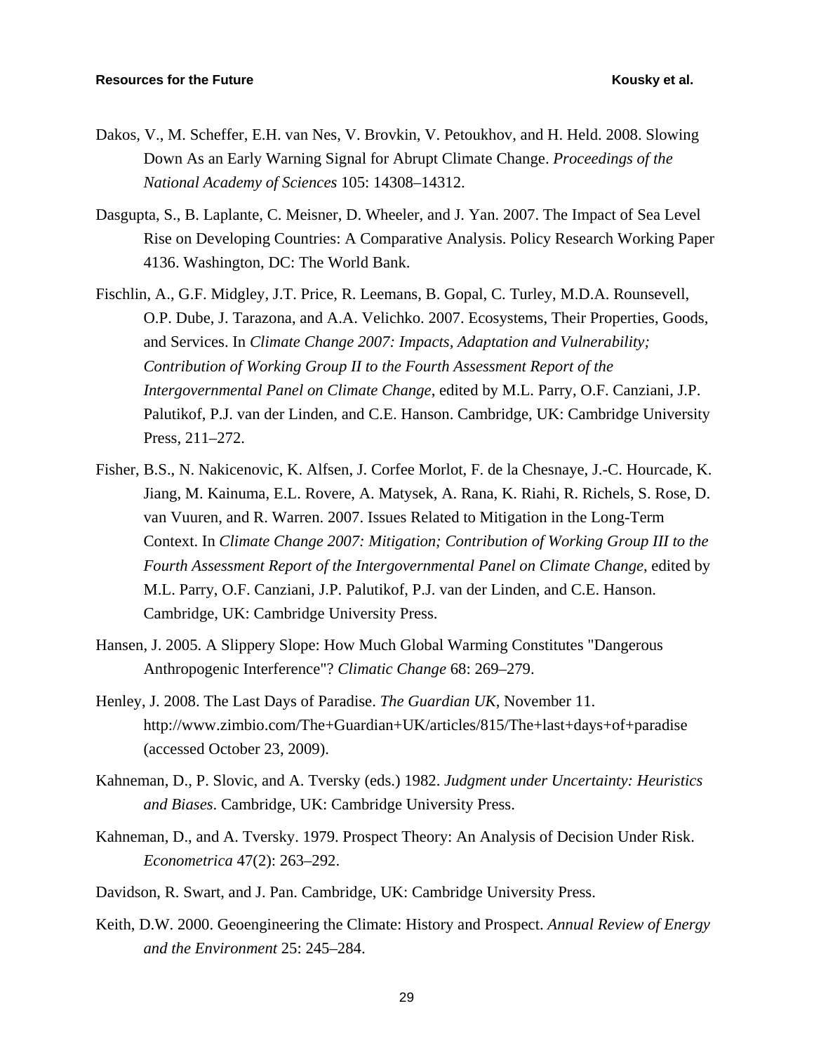Dakos, V., M. Scheffer, E.H. van Nes, V. Brovkin, V. Petoukhov, and H. Held. 2008. Slowing Down As an Early Warning Signal for Abrupt Climate Change. *Proceedings of the National Academy of Sciences* 105: 14308–14312.

Dasgupta, S., B. Laplante, C. Meisner, D. Wheeler, and J. Yan. 2007. The Impact of Sea Level Rise on Developing Countries: A Comparative Analysis. Policy Research Working Paper 4136. Washington, DC: The World Bank.

Fischlin, A., G.F. Midgley, J.T. Price, R. Leemans, B. Gopal, C. Turley, M.D.A. Rounsevell, O.P. Dube, J. Tarazona, and A.A. Velichko. 2007. Ecosystems, Their Properties, Goods, and Services. In *Climate Change 2007: Impacts, Adaptation and Vulnerability; Contribution of Working Group II to the Fourth Assessment Report of the Intergovernmental Panel on Climate Change*, edited by M.L. Parry, O.F. Canziani, J.P. Palutikof, P.J. van der Linden, and C.E. Hanson. Cambridge, UK: Cambridge University Press, 211–272.

Fisher, B.S., N. Nakicenovic, K. Alfsen, J. Corfee Morlot, F. de la Chesnaye, J.-C. Hourcade, K. Jiang, M. Kainuma, E.L. Rovere, A. Matysek, A. Rana, K. Riahi, R. Richels, S. Rose, D. van Vuuren, and R. Warren. 2007. Issues Related to Mitigation in the Long-Term Context. In *Climate Change 2007: Mitigation; Contribution of Working Group III to the Fourth Assessment Report of the Intergovernmental Panel on Climate Change*, edited by M.L. Parry, O.F. Canziani, J.P. Palutikof, P.J. van der Linden, and C.E. Hanson. Cambridge, UK: Cambridge University Press.

Hansen, J. 2005. A Slippery Slope: How Much Global Warming Constitutes "Dangerous Anthropogenic Interference"? *Climatic Change* 68: 269–279.

Henley, J. 2008. The Last Days of Paradise. *The Guardian UK*, November 11. http://www.zimbio.com/The+Guardian+UK/articles/815/The+last+days+of+paradise (accessed October 23, 2009).

Kahneman, D., P. Slovic, and A. Tversky (eds.) 1982. *Judgment under Uncertainty: Heuristics and Biases*. Cambridge, UK: Cambridge University Press.

Kahneman, D., and A. Tversky. 1979. Prospect Theory: An Analysis of Decision Under Risk. *Econometrica* 47(2): 263–292.

Davidson, R. Swart, and J. Pan. Cambridge, UK: Cambridge University Press.

Keith, D.W. 2000. Geoengineering the Climate: History and Prospect. *Annual Review of Energy and the Environment* 25: 245–284.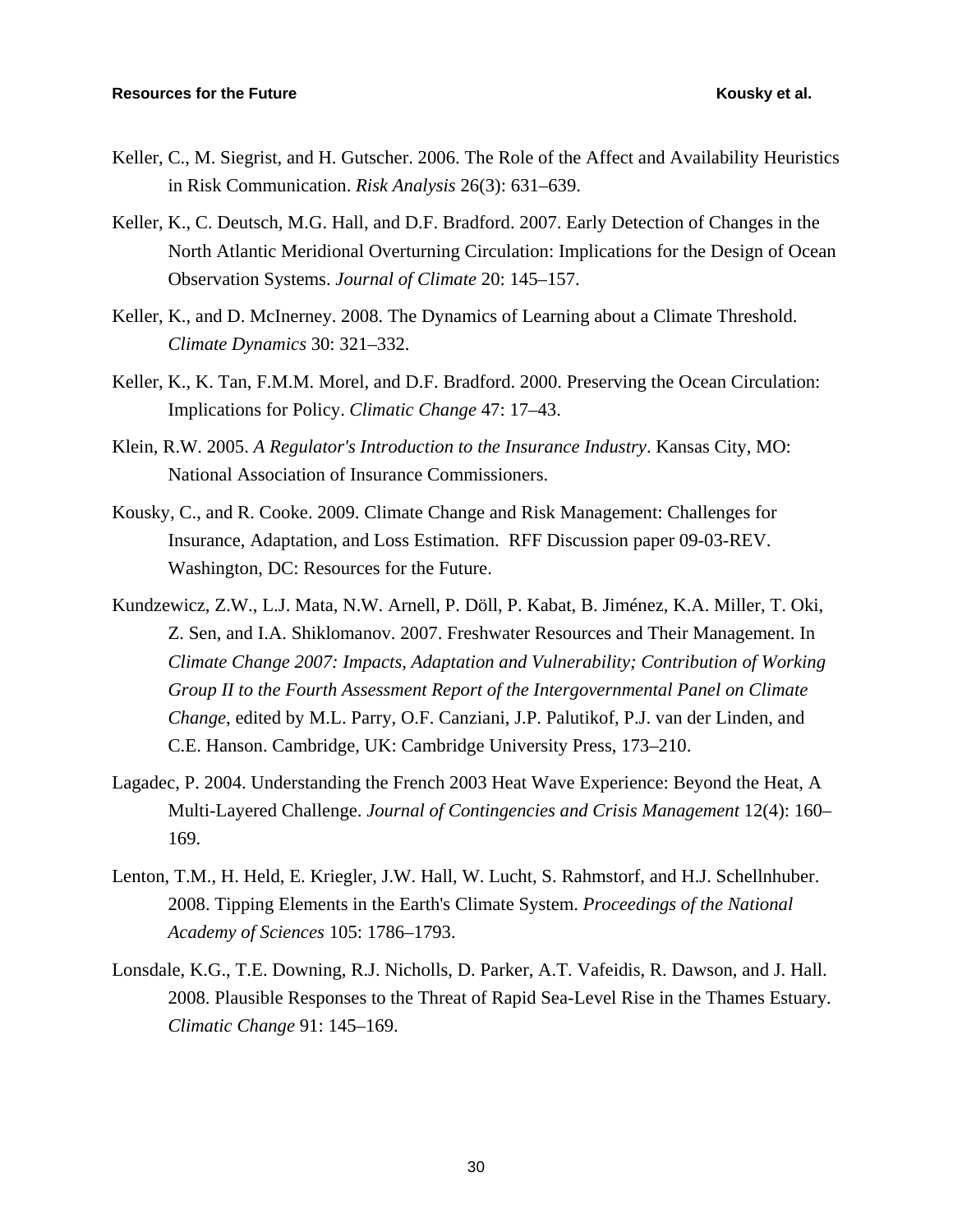Keller, C., M. Siegrist, and H. Gutscher. 2006. The Role of the Affect and Availability Heuristics in Risk Communication. *Risk Analysis* 26(3): 631–639.

Keller, K., C. Deutsch, M.G. Hall, and D.F. Bradford. 2007. Early Detection of Changes in the North Atlantic Meridional Overturning Circulation: Implications for the Design of Ocean Observation Systems. *Journal of Climate* 20: 145–157.

Keller, K., and D. McInerney. 2008. The Dynamics of Learning about a Climate Threshold. *Climate Dynamics* 30: 321–332.

Keller, K., K. Tan, F.M.M. Morel, and D.F. Bradford. 2000. Preserving the Ocean Circulation: Implications for Policy. *Climatic Change* 47: 17–43.

Klein, R.W. 2005. *A Regulator's Introduction to the Insurance Industry*. Kansas City, MO: National Association of Insurance Commissioners.

Kousky, C., and R. Cooke. 2009. Climate Change and Risk Management: Challenges for Insurance, Adaptation, and Loss Estimation. RFF Discussion paper 09-03-REV. Washington, DC: Resources for the Future.

Kundzewicz, Z.W., L.J. Mata, N.W. Arnell, P. Döll, P. Kabat, B. Jiménez, K.A. Miller, T. Oki, Z. Sen, and I.A. Shiklomanov. 2007. Freshwater Resources and Their Management. In *Climate Change 2007: Impacts, Adaptation and Vulnerability; Contribution of Working Group II to the Fourth Assessment Report of the Intergovernmental Panel on Climate Change*, edited by M.L. Parry, O.F. Canziani, J.P. Palutikof, P.J. van der Linden, and C.E. Hanson. Cambridge, UK: Cambridge University Press, 173–210.

Lagadec, P. 2004. Understanding the French 2003 Heat Wave Experience: Beyond the Heat, A Multi-Layered Challenge. *Journal of Contingencies and Crisis Management* 12(4): 160–169.

Lenton, T.M., H. Held, E. Kriegler, J.W. Hall, W. Lucht, S. Rahmstorf, and H.J. Schellnhuber. 2008. Tipping Elements in the Earth's Climate System. *Proceedings of the National Academy of Sciences* 105: 1786–1793.

Lonsdale, K.G., T.E. Downing, R.J. Nicholls, D. Parker, A.T. Vafeidis, R. Dawson, and J. Hall. 2008. Plausible Responses to the Threat of Rapid Sea-Level Rise in the Thames Estuary. *Climatic Change* 91: 145–169.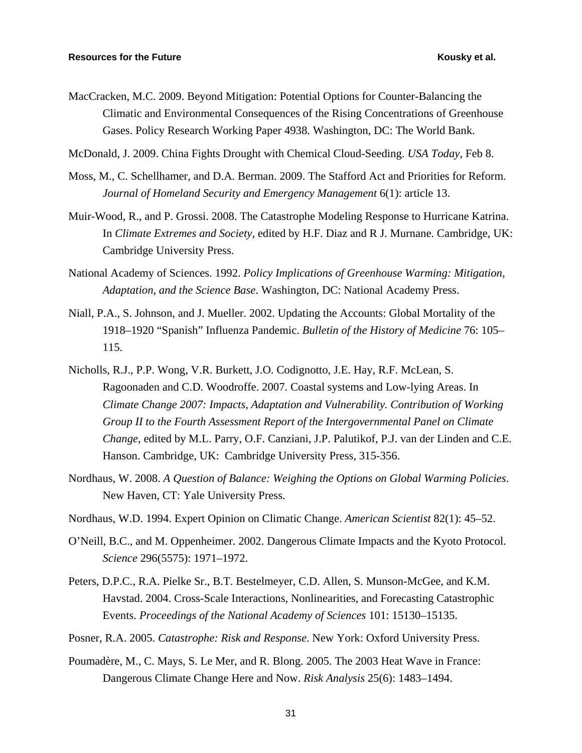MacCracken, M.C. 2009. Beyond Mitigation: Potential Options for Counter-Balancing the Climatic and Environmental Consequences of the Rising Concentrations of Greenhouse Gases. Policy Research Working Paper 4938. Washington, DC: The World Bank.

McDonald, J. 2009. China Fights Drought with Chemical Cloud-Seeding. *USA Today*, Feb 8.

Moss, M., C. Schellhamer, and D.A. Berman. 2009. The Stafford Act and Priorities for Reform. *Journal of Homeland Security and Emergency Management* 6(1): article 13.

Muir-Wood, R., and P. Grossi. 2008. The Catastrophe Modeling Response to Hurricane Katrina. In *Climate Extremes and Society*, edited by H.F. Diaz and R J. Murnane. Cambridge, UK: Cambridge University Press.

National Academy of Sciences. 1992. *Policy Implications of Greenhouse Warming: Mitigation, Adaptation, and the Science Base*. Washington, DC: National Academy Press.

Niall, P.A., S. Johnson, and J. Mueller. 2002. Updating the Accounts: Global Mortality of the 1918–1920 "Spanish" Influenza Pandemic. *Bulletin of the History of Medicine* 76: 105–115.

Nicholls, R.J., P.P. Wong, V.R. Burkett, J.O. Codignotto, J.E. Hay, R.F. McLean, S. Ragoonaden and C.D. Woodroffe. 2007. Coastal systems and Low-lying Areas. In *Climate Change 2007: Impacts, Adaptation and Vulnerability. Contribution of Working Group II to the Fourth Assessment Report of the Intergovernmental Panel on Climate Change*, edited by M.L. Parry, O.F. Canziani, J.P. Palutikof, P.J. van der Linden and C.E. Hanson. Cambridge, UK: Cambridge University Press, 315-356.

Nordhaus, W. 2008. *A Question of Balance: Weighing the Options on Global Warming Policies*. New Haven, CT: Yale University Press.

Nordhaus, W.D. 1994. Expert Opinion on Climatic Change. *American Scientist* 82(1): 45–52.

O'Neill, B.C., and M. Oppenheimer. 2002. Dangerous Climate Impacts and the Kyoto Protocol. *Science* 296(5575): 1971–1972.

Peters, D.P.C., R.A. Pielke Sr., B.T. Bestelmeyer, C.D. Allen, S. Munson-McGee, and K.M. Havstad. 2004. Cross-Scale Interactions, Nonlinearities, and Forecasting Catastrophic Events. *Proceedings of the National Academy of Sciences* 101: 15130–15135.

Posner, R.A. 2005. *Catastrophe: Risk and Response*. New York: Oxford University Press.

Poumadère, M., C. Mays, S. Le Mer, and R. Blong. 2005. The 2003 Heat Wave in France: Dangerous Climate Change Here and Now. *Risk Analysis* 25(6): 1483–1494.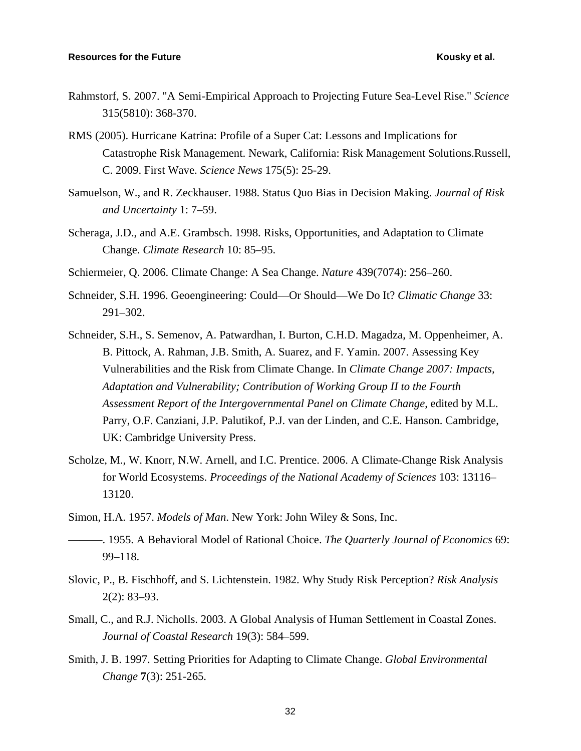Rahmstorf, S. 2007. "A Semi-Empirical Approach to Projecting Future Sea-Level Rise." *Science* 315(5810): 368-370.

RMS (2005). Hurricane Katrina: Profile of a Super Cat: Lessons and Implications for Catastrophe Risk Management. Newark, California: Risk Management Solutions.Russell, C. 2009. First Wave. *Science News* 175(5): 25-29.

Samuelson, W., and R. Zeckhauser. 1988. Status Quo Bias in Decision Making. *Journal of Risk and Uncertainty* 1: 7–59.

Scheraga, J.D., and A.E. Grambsch. 1998. Risks, Opportunities, and Adaptation to Climate Change. *Climate Research* 10: 85–95.

Schiermeier, Q. 2006. Climate Change: A Sea Change. *Nature* 439(7074): 256–260.

Schneider, S.H. 1996. Geoengineering: Could—Or Should—We Do It? *Climatic Change* 33: 291–302.

Schneider, S.H., S. Semenov, A. Patwardhan, I. Burton, C.H.D. Magadza, M. Oppenheimer, A. B. Pittock, A. Rahman, J.B. Smith, A. Suarez, and F. Yamin. 2007. Assessing Key Vulnerabilities and the Risk from Climate Change. In *Climate Change 2007: Impacts, Adaptation and Vulnerability; Contribution of Working Group II to the Fourth Assessment Report of the Intergovernmental Panel on Climate Change*, edited by M.L. Parry, O.F. Canziani, J.P. Palutikof, P.J. van der Linden, and C.E. Hanson. Cambridge, UK: Cambridge University Press.

Scholze, M., W. Knorr, N.W. Arnell, and I.C. Prentice. 2006. A Climate-Change Risk Analysis for World Ecosystems. *Proceedings of the National Academy of Sciences* 103: 13116–13120.

Simon, H.A. 1957. *Models of Man*. New York: John Wiley & Sons, Inc.

———. 1955. A Behavioral Model of Rational Choice. *The Quarterly Journal of Economics* 69: 99–118.

Slovic, P., B. Fischhoff, and S. Lichtenstein. 1982. Why Study Risk Perception? *Risk Analysis* 2(2): 83–93.

Small, C., and R.J. Nicholls. 2003. A Global Analysis of Human Settlement in Coastal Zones. *Journal of Coastal Research* 19(3): 584–599.

Smith, J. B. 1997. Setting Priorities for Adapting to Climate Change. *Global Environmental Change* **7**(3): 251-265.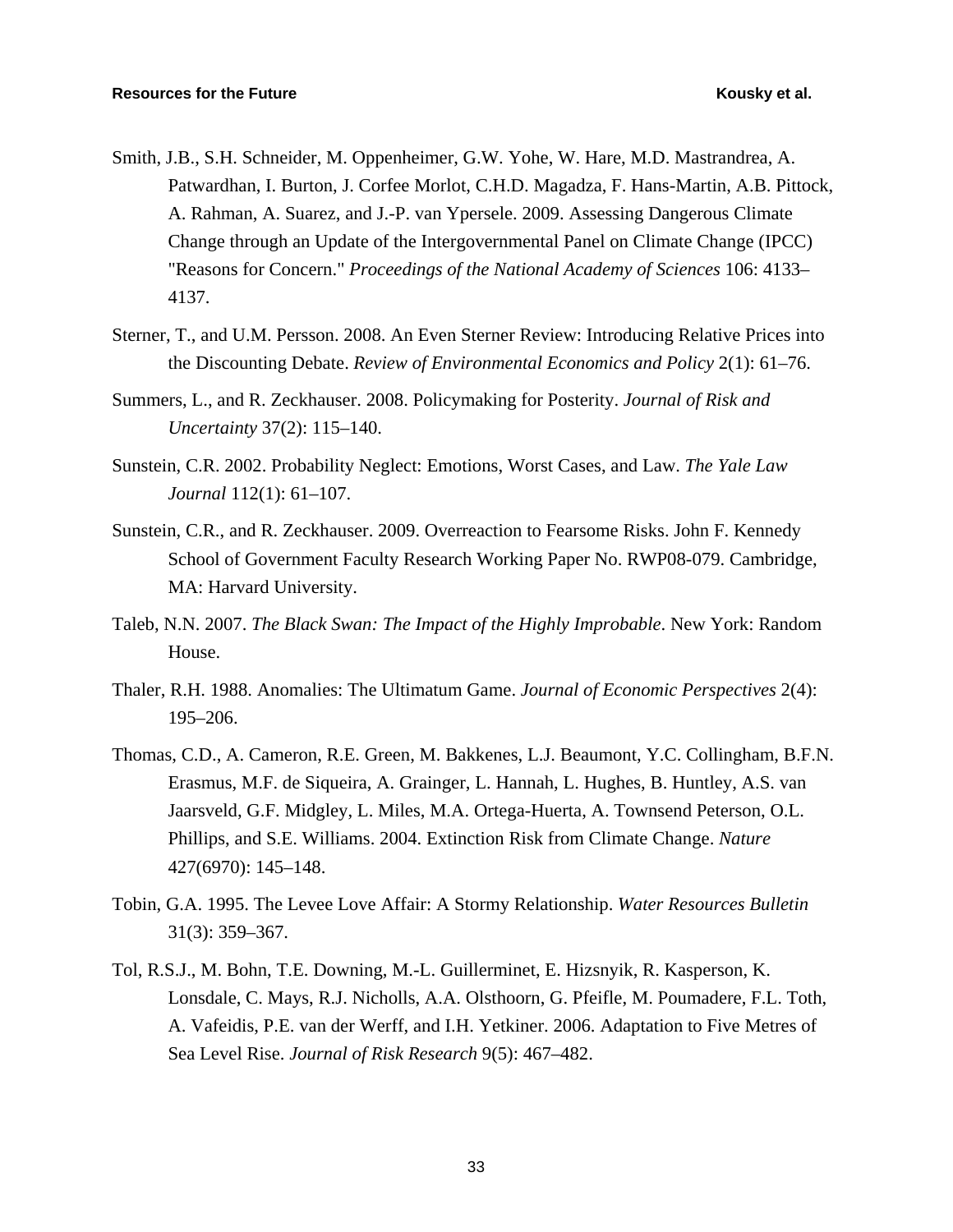Smith, J.B., S.H. Schneider, M. Oppenheimer, G.W. Yohe, W. Hare, M.D. Mastrandrea, A. Patwardhan, I. Burton, J. Corfee Morlot, C.H.D. Magadza, F. Hans-Martin, A.B. Pittock, A. Rahman, A. Suarez, and J.-P. van Ypersele. 2009. Assessing Dangerous Climate Change through an Update of the Intergovernmental Panel on Climate Change (IPCC) "Reasons for Concern." *Proceedings of the National Academy of Sciences* 106: 4133–4137.

Sterner, T., and U.M. Persson. 2008. An Even Sterner Review: Introducing Relative Prices into the Discounting Debate. *Review of Environmental Economics and Policy* 2(1): 61–76.

Summers, L., and R. Zeckhauser. 2008. Policymaking for Posterity. *Journal of Risk and Uncertainty* 37(2): 115–140.

Sunstein, C.R. 2002. Probability Neglect: Emotions, Worst Cases, and Law. *The Yale Law Journal* 112(1): 61–107.

Sunstein, C.R., and R. Zeckhauser. 2009. Overreaction to Fearsome Risks. John F. Kennedy School of Government Faculty Research Working Paper No. RWP08-079. Cambridge, MA: Harvard University.

Taleb, N.N. 2007. *The Black Swan: The Impact of the Highly Improbable*. New York: Random House.

Thaler, R.H. 1988. Anomalies: The Ultimatum Game. *Journal of Economic Perspectives* 2(4): 195–206.

Thomas, C.D., A. Cameron, R.E. Green, M. Bakkenes, L.J. Beaumont, Y.C. Collingham, B.F.N. Erasmus, M.F. de Siqueira, A. Grainger, L. Hannah, L. Hughes, B. Huntley, A.S. van Jaarsveld, G.F. Midgley, L. Miles, M.A. Ortega-Huerta, A. Townsend Peterson, O.L. Phillips, and S.E. Williams. 2004. Extinction Risk from Climate Change. *Nature* 427(6970): 145–148.

Tobin, G.A. 1995. The Levee Love Affair: A Stormy Relationship. *Water Resources Bulletin* 31(3): 359–367.

Tol, R.S.J., M. Bohn, T.E. Downing, M.-L. Guillerminet, E. Hizsnyik, R. Kasperson, K. Lonsdale, C. Mays, R.J. Nicholls, A.A. Olsthoorn, G. Pfeifle, M. Poumadere, F.L. Toth, A. Vafeidis, P.E. van der Werff, and I.H. Yetkiner. 2006. Adaptation to Five Metres of Sea Level Rise. *Journal of Risk Research* 9(5): 467–482.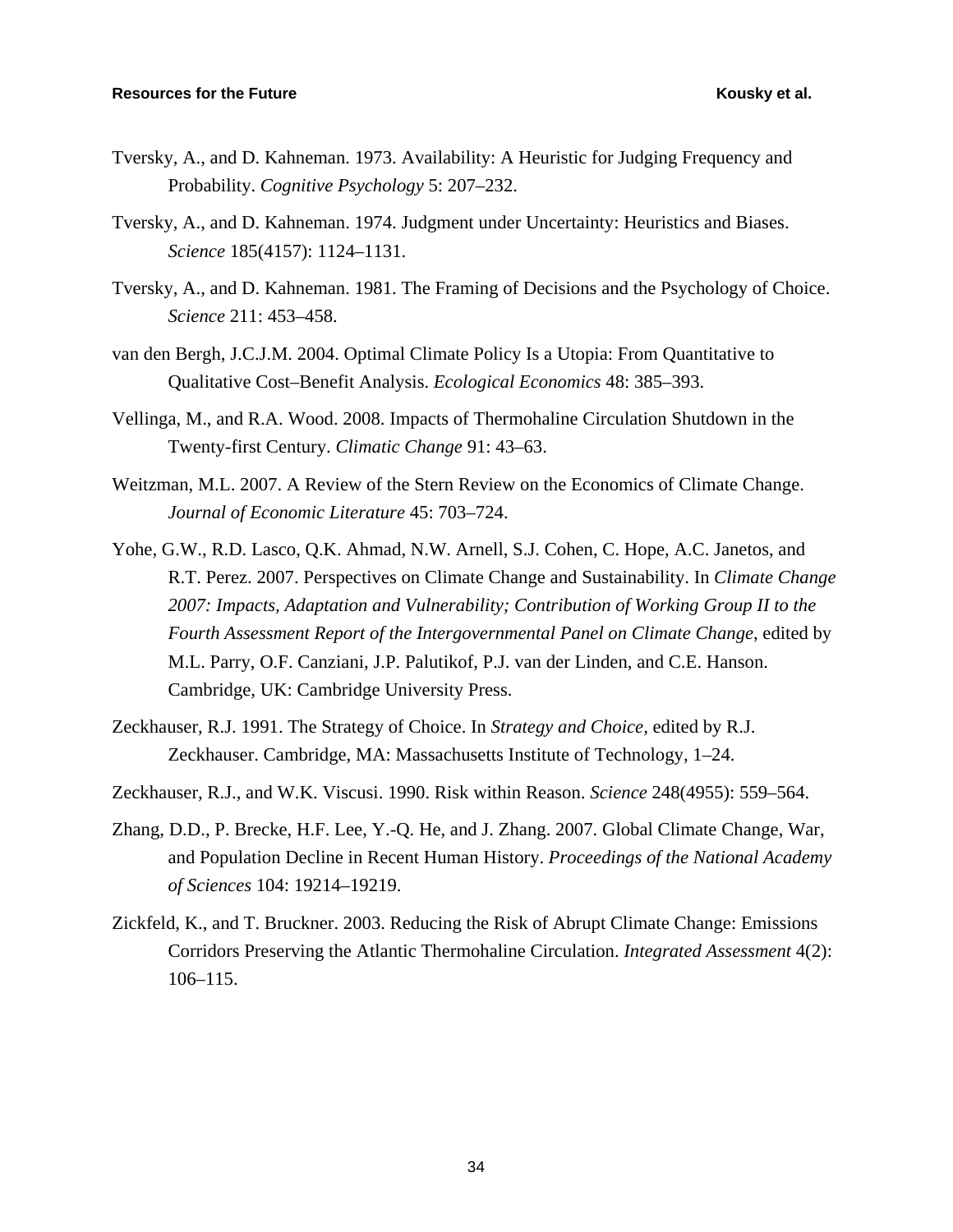Tversky, A., and D. Kahneman. 1973. Availability: A Heuristic for Judging Frequency and Probability. *Cognitive Psychology* 5: 207–232.

Tversky, A., and D. Kahneman. 1974. Judgment under Uncertainty: Heuristics and Biases. *Science* 185(4157): 1124–1131.

Tversky, A., and D. Kahneman. 1981. The Framing of Decisions and the Psychology of Choice. *Science* 211: 453–458.

van den Bergh, J.C.J.M. 2004. Optimal Climate Policy Is a Utopia: From Quantitative to Qualitative Cost–Benefit Analysis. *Ecological Economics* 48: 385–393.

Vellinga, M., and R.A. Wood. 2008. Impacts of Thermohaline Circulation Shutdown in the Twenty-first Century. *Climatic Change* 91: 43–63.

Weitzman, M.L. 2007. A Review of the Stern Review on the Economics of Climate Change. *Journal of Economic Literature* 45: 703–724.

Yohe, G.W., R.D. Lasco, Q.K. Ahmad, N.W. Arnell, S.J. Cohen, C. Hope, A.C. Janetos, and R.T. Perez. 2007. Perspectives on Climate Change and Sustainability. In *Climate Change 2007: Impacts, Adaptation and Vulnerability; Contribution of Working Group II to the Fourth Assessment Report of the Intergovernmental Panel on Climate Change*, edited by M.L. Parry, O.F. Canziani, J.P. Palutikof, P.J. van der Linden, and C.E. Hanson. Cambridge, UK: Cambridge University Press.

Zeckhauser, R.J. 1991. The Strategy of Choice. In *Strategy and Choice*, edited by R.J. Zeckhauser. Cambridge, MA: Massachusetts Institute of Technology, 1–24.

Zeckhauser, R.J., and W.K. Viscusi. 1990. Risk within Reason. *Science* 248(4955): 559–564.

Zhang, D.D., P. Brecke, H.F. Lee, Y.-Q. He, and J. Zhang. 2007. Global Climate Change, War, and Population Decline in Recent Human History. *Proceedings of the National Academy of Sciences* 104: 19214–19219.

Zickfeld, K., and T. Bruckner. 2003. Reducing the Risk of Abrupt Climate Change: Emissions Corridors Preserving the Atlantic Thermohaline Circulation. *Integrated Assessment* 4(2): 106–115.